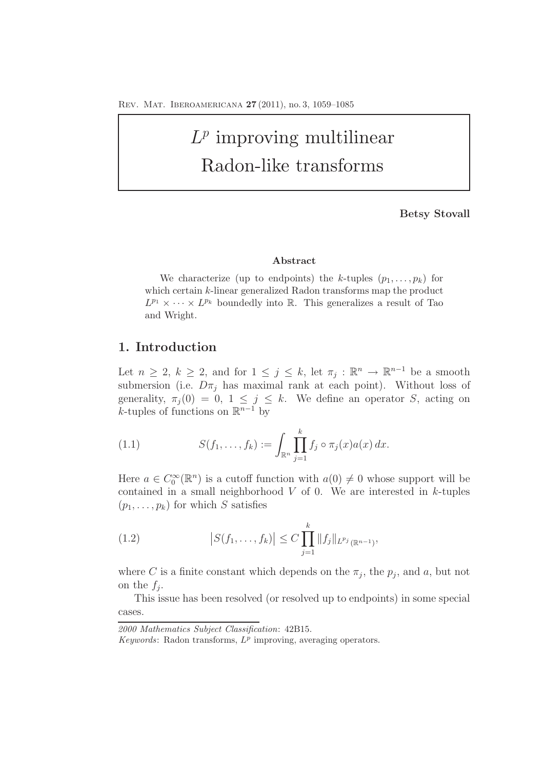# $L^p$ improving multilinear Radon-like transforms

**Betsy Stovall**

### Abstract

We characterize (up to endpoints) the $k$-tuples $(p_1, \ldots, p_k)$ for which certain $k$-linear generalized Radon transforms map the product $L^{p_1} \times \cdots \times L^{p_k}$ boundedly into $\mathbb{R}$. This generalizes a result of Tao and Wright.

## 1. Introduction

Let $n \geq 2$, $k \geq 2$, and for $1 \leq j \leq k$, let $\pi_j : \mathbb{R}^n \to \mathbb{R}^{n-1}$ be a smooth submersion (i.e. $D\pi_j$ has maximal rank at each point). Without loss of generality, $\pi_j(0) = 0$, $1 \leq j \leq k$. We define an operator $S$, acting on $k$-tuples of functions on $\mathbb{R}^{n-1}$ by

$$S(f_1, \ldots, f_k) := \int_{\mathbb{R}^n} \prod_{j=1}^{k} f_j \circ \pi_j(x) a(x)\, dx. \tag{1.1}$$

Here $a \in C_0^\infty(\mathbb{R}^n)$ is a cutoff function with $a(0) \neq 0$ whose support will be contained in a small neighborhood $V$ of 0. We are interested in $k$-tuples $(p_1, \ldots, p_k)$ for which $S$ satisfies

$$\big|S(f_1, \ldots, f_k)\big| \leq C \prod_{j=1}^{k} \|f_j\|_{L^{p_j}(\mathbb{R}^{n-1})}, \tag{1.2}$$

where $C$ is a finite constant which depends on the $\pi_j$, the $p_j$, and $a$, but not on the $f_j$.

This issue has been resolved (or resolved up to endpoints) in some special cases.

---

*2000 Mathematics Subject Classification*: 42B15.

*Keywords*: Radon transforms, $L^p$ improving, averaging operators.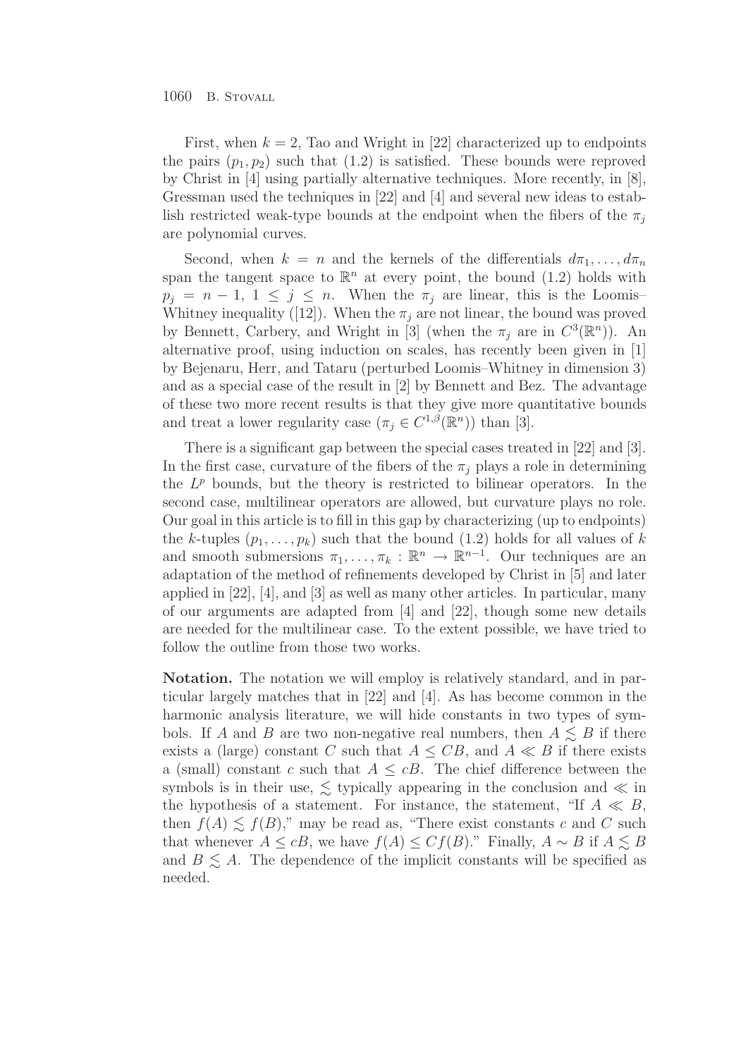First, when $k = 2$, Tao and Wright in [22] characterized up to endpoints the pairs $(p_1, p_2)$ such that (1.2) is satisfied. These bounds were reproved by Christ in [4] using partially alternative techniques. More recently, in [8], Gressman used the techniques in [22] and [4] and several new ideas to establish restricted weak-type bounds at the endpoint when the fibers of the $\pi_j$ are polynomial curves.

Second, when $k = n$ and the kernels of the differentials $d\pi_1, \ldots, d\pi_n$ span the tangent space to $\mathbb{R}^n$ at every point, the bound (1.2) holds with $p_j = n - 1$, $1 \leq j \leq n$. When the $\pi_j$ are linear, this is the Loomis–Whitney inequality ([12]). When the $\pi_j$ are not linear, the bound was proved by Bennett, Carbery, and Wright in [3] (when the $\pi_j$ are in $C^3(\mathbb{R}^n)$). An alternative proof, using induction on scales, has recently been given in [1] by Bejenaru, Herr, and Tataru (perturbed Loomis–Whitney in dimension 3) and as a special case of the result in [2] by Bennett and Bez. The advantage of these two more recent results is that they give more quantitative bounds and treat a lower regularity case ($\pi_j \in C^{1,\beta}(\mathbb{R}^n)$) than [3].

There is a significant gap between the special cases treated in [22] and [3]. In the first case, curvature of the fibers of the $\pi_j$ plays a role in determining the $L^p$ bounds, but the theory is restricted to bilinear operators. In the second case, multilinear operators are allowed, but curvature plays no role. Our goal in this article is to fill in this gap by characterizing (up to endpoints) the $k$-tuples $(p_1, \ldots, p_k)$ such that the bound (1.2) holds for all values of $k$ and smooth submersions $\pi_1, \ldots, \pi_k : \mathbb{R}^n \to \mathbb{R}^{n-1}$. Our techniques are an adaptation of the method of refinements developed by Christ in [5] and later applied in [22], [4], and [3] as well as many other articles. In particular, many of our arguments are adapted from [4] and [22], though some new details are needed for the multilinear case. To the extent possible, we have tried to follow the outline from those two works.

**Notation.** The notation we will employ is relatively standard, and in particular largely matches that in [22] and [4]. As has become common in the harmonic analysis literature, we will hide constants in two types of symbols. If $A$ and $B$ are two non-negative real numbers, then $A \lesssim B$ if there exists a (large) constant $C$ such that $A \leq CB$, and $A \ll B$ if there exists a (small) constant $c$ such that $A \leq cB$. The chief difference between the symbols is in their use, $\lesssim$ typically appearing in the conclusion and $\ll$ in the hypothesis of a statement. For instance, the statement, "If $A \ll B$, then $f(A) \lesssim f(B)$," may be read as, "There exist constants $c$ and $C$ such that whenever $A \leq cB$, we have $f(A) \leq Cf(B)$." Finally, $A \sim B$ if $A \lesssim B$ and $B \lesssim A$. The dependence of the implicit constants will be specified as needed.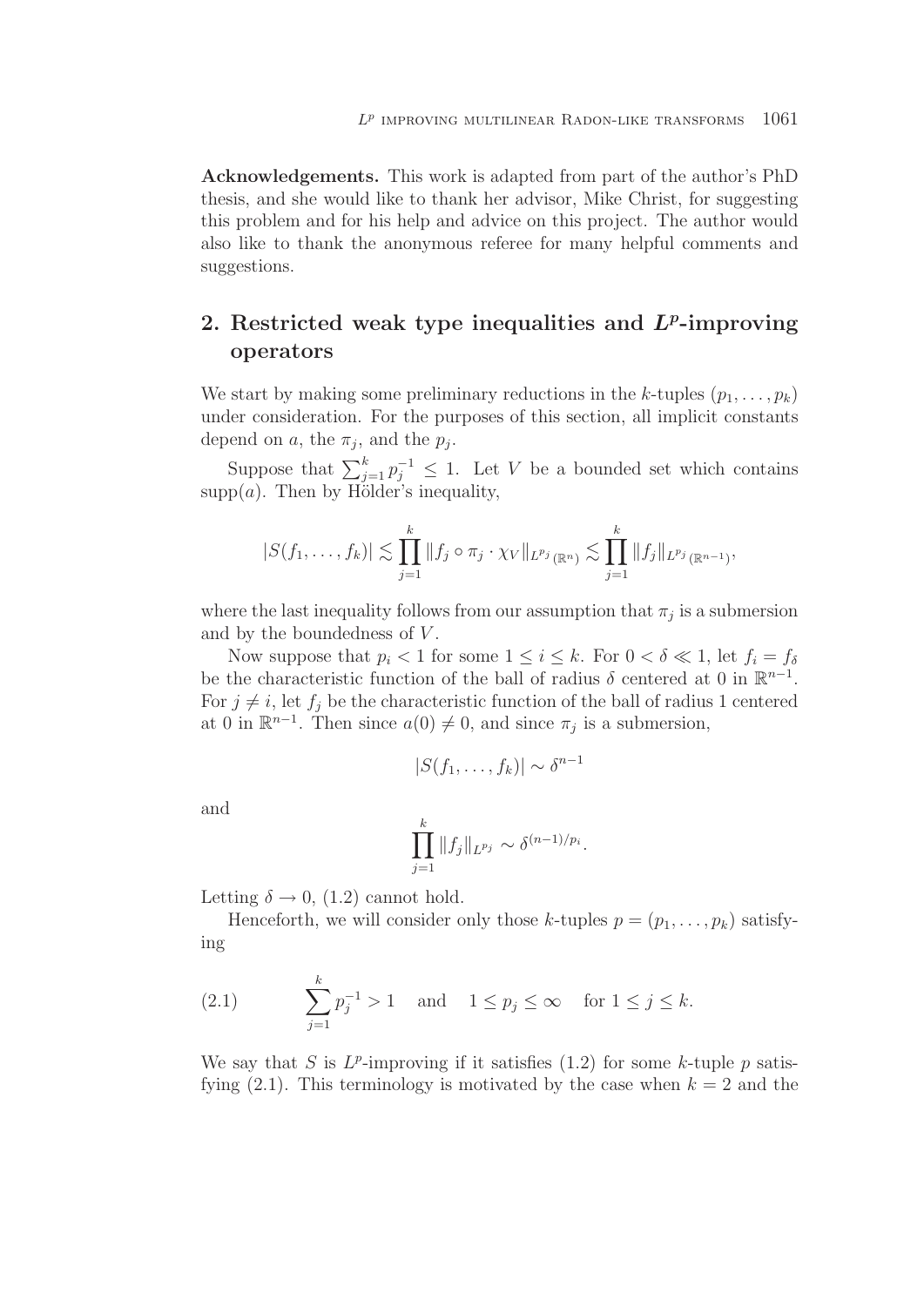**Acknowledgements.** This work is adapted from part of the author's PhD thesis, and she would like to thank her advisor, Mike Christ, for suggesting this problem and for his help and advice on this project. The author would also like to thank the anonymous referee for many helpful comments and suggestions.

## 2. Restricted weak type inequalities and $L^p$-improving operators

We start by making some preliminary reductions in the $k$-tuples $(p_1, \dots, p_k)$ under consideration. For the purposes of this section, all implicit constants depend on $a$, the $\pi_j$, and the $p_j$.

Suppose that $\sum_{j=1}^{k} p_j^{-1} \leq 1$. Let $V$ be a bounded set which contains $\mathrm{supp}(a)$. Then by Hölder's inequality,

$$|S(f_1, \dots, f_k)| \lesssim \prod_{j=1}^{k} \|f_j \circ \pi_j \cdot \chi_V\|_{L^{p_j}(\mathbb{R}^n)} \lesssim \prod_{j=1}^{k} \|f_j\|_{L^{p_j}(\mathbb{R}^{n-1})},$$

where the last inequality follows from our assumption that $\pi_j$ is a submersion and by the boundedness of $V$.

Now suppose that $p_i < 1$ for some $1 \leq i \leq k$. For $0 < \delta \ll 1$, let $f_i = f_\delta$ be the characteristic function of the ball of radius $\delta$ centered at 0 in $\mathbb{R}^{n-1}$. For $j \neq i$, let $f_j$ be the characteristic function of the ball of radius 1 centered at 0 in $\mathbb{R}^{n-1}$. Then since $a(0) \neq 0$, and since $\pi_j$ is a submersion,

$$|S(f_1, \dots, f_k)| \sim \delta^{n-1}$$

and

$$\prod_{j=1}^{k} \|f_j\|_{L^{p_j}} \sim \delta^{(n-1)/p_i}.$$

Letting $\delta \to 0$, (1.2) cannot hold.

Henceforth, we will consider only those $k$-tuples $p = (p_1, \dots, p_k)$ satisfying

$$\sum_{j=1}^{k} p_j^{-1} > 1 \quad \text{and} \quad 1 \leq p_j \leq \infty \quad \text{for } 1 \leq j \leq k. \tag{2.1}$$

We say that $S$ is $L^p$-improving if it satisfies (1.2) for some $k$-tuple $p$ satisfying (2.1). This terminology is motivated by the case when $k = 2$ and the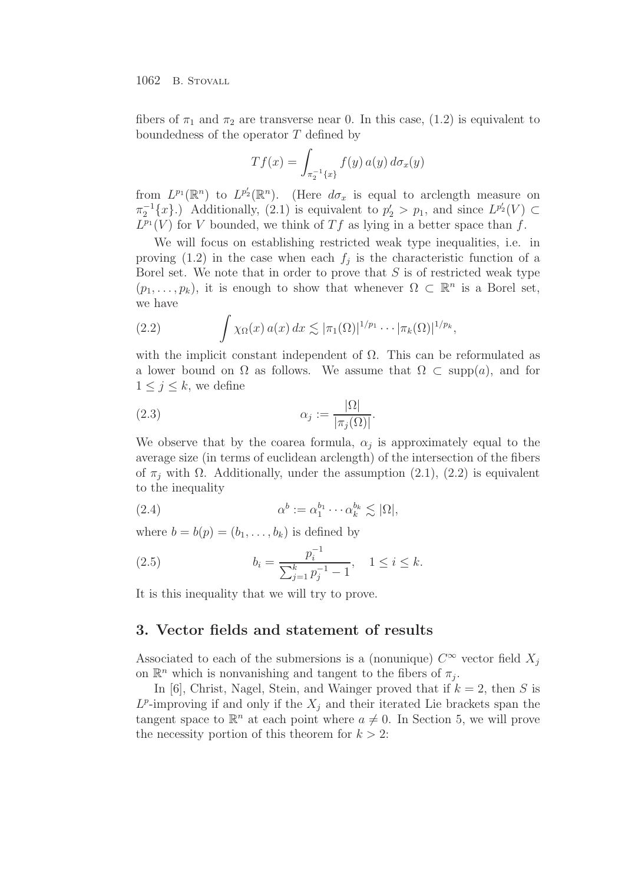fibers of $\pi_1$ and $\pi_2$ are transverse near 0. In this case, (1.2) is equivalent to boundedness of the operator $T$ defined by

$$Tf(x) = \int_{\pi_2^{-1}\{x\}} f(y)\, a(y)\, d\sigma_x(y)$$

from $L^{p_1}(\mathbb{R}^n)$ to $L^{p_2'}(\mathbb{R}^n)$. (Here $d\sigma_x$ is equal to arclength measure on $\pi_2^{-1}\{x\}$.) Additionally, (2.1) is equivalent to $p_2' > p_1$, and since $L^{p_2'}(V) \subset L^{p_1}(V)$ for $V$ bounded, we think of $Tf$ as lying in a better space than $f$.

We will focus on establishing restricted weak type inequalities, i.e. in proving (1.2) in the case when each $f_j$ is the characteristic function of a Borel set. We note that in order to prove that $S$ is of restricted weak type $(p_1, \ldots, p_k)$, it is enough to show that whenever $\Omega \subset \mathbb{R}^n$ is a Borel set, we have

$$\int \chi_\Omega(x)\, a(x)\, dx \lesssim |\pi_1(\Omega)|^{1/p_1} \cdots |\pi_k(\Omega)|^{1/p_k}, \tag{2.2}$$

with the implicit constant independent of $\Omega$. This can be reformulated as a lower bound on $\Omega$ as follows. We assume that $\Omega \subset \operatorname{supp}(a)$, and for $1 \leq j \leq k$, we define

$$\alpha_j := \frac{|\Omega|}{|\pi_j(\Omega)|}. \tag{2.3}$$

We observe that by the coarea formula, $\alpha_j$ is approximately equal to the average size (in terms of euclidean arclength) of the intersection of the fibers of $\pi_j$ with $\Omega$. Additionally, under the assumption (2.1), (2.2) is equivalent to the inequality

$$\alpha^b := \alpha_1^{b_1} \cdots \alpha_k^{b_k} \lesssim |\Omega|, \tag{2.4}$$

where $b = b(p) = (b_1, \ldots, b_k)$ is defined by

$$b_i = \frac{p_i^{-1}}{\sum_{j=1}^k p_j^{-1} - 1}, \quad 1 \leq i \leq k. \tag{2.5}$$

It is this inequality that we will try to prove.

## 3. Vector fields and statement of results

Associated to each of the submersions is a (nonunique) $C^\infty$ vector field $X_j$ on $\mathbb{R}^n$ which is nonvanishing and tangent to the fibers of $\pi_j$.

In [6], Christ, Nagel, Stein, and Wainger proved that if $k = 2$, then $S$ is $L^p$-improving if and only if the $X_j$ and their iterated Lie brackets span the tangent space to $\mathbb{R}^n$ at each point where $a \neq 0$. In Section 5, we will prove the necessity portion of this theorem for $k > 2$: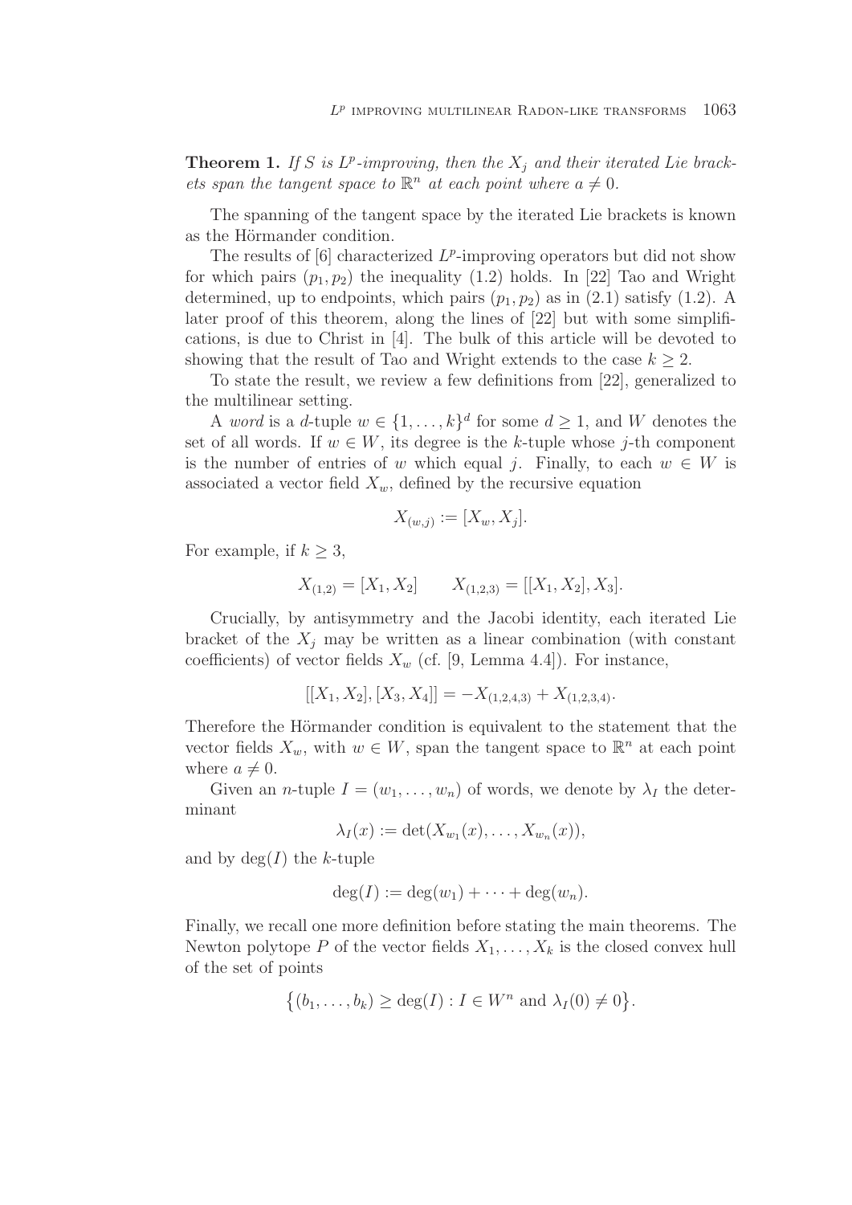**Theorem 1.** *If $S$ is $L^p$-improving, then the $X_j$ and their iterated Lie brackets span the tangent space to $\mathbb{R}^n$ at each point where $a \neq 0$.*

The spanning of the tangent space by the iterated Lie brackets is known as the Hörmander condition.

The results of [6] characterized $L^p$-improving operators but did not show for which pairs $(p_1, p_2)$ the inequality (1.2) holds. In [22] Tao and Wright determined, up to endpoints, which pairs $(p_1, p_2)$ as in (2.1) satisfy (1.2). A later proof of this theorem, along the lines of [22] but with some simplifications, is due to Christ in [4]. The bulk of this article will be devoted to showing that the result of Tao and Wright extends to the case $k \geq 2$.

To state the result, we review a few definitions from [22], generalized to the multilinear setting.

A *word* is a $d$-tuple $w \in \{1, \ldots, k\}^d$ for some $d \geq 1$, and $W$ denotes the set of all words. If $w \in W$, its degree is the $k$-tuple whose $j$-th component is the number of entries of $w$ which equal $j$. Finally, to each $w \in W$ is associated a vector field $X_w$, defined by the recursive equation

$$X_{(w,j)} := [X_w, X_j].$$

For example, if $k \geq 3$,

$$X_{(1,2)} = [X_1, X_2] \qquad X_{(1,2,3)} = [[X_1, X_2], X_3].$$

Crucially, by antisymmetry and the Jacobi identity, each iterated Lie bracket of the $X_j$ may be written as a linear combination (with constant coefficients) of vector fields $X_w$ (cf. [9, Lemma 4.4]). For instance,

$$[[X_1, X_2], [X_3, X_4]] = -X_{(1,2,4,3)} + X_{(1,2,3,4)}.$$

Therefore the Hörmander condition is equivalent to the statement that the vector fields $X_w$, with $w \in W$, span the tangent space to $\mathbb{R}^n$ at each point where $a \neq 0$.

Given an $n$-tuple $I = (w_1, \ldots, w_n)$ of words, we denote by $\lambda_I$ the determinant

$$\lambda_I(x) := \det(X_{w_1}(x), \ldots, X_{w_n}(x)),$$

and by $\deg(I)$ the $k$-tuple

$$\deg(I) := \deg(w_1) + \cdots + \deg(w_n).$$

Finally, we recall one more definition before stating the main theorems. The Newton polytope $P$ of the vector fields $X_1, \ldots, X_k$ is the closed convex hull of the set of points

$$\big\{(b_1, \ldots, b_k) \geq \deg(I) : I \in W^n \text{ and } \lambda_I(0) \neq 0\big\}.$$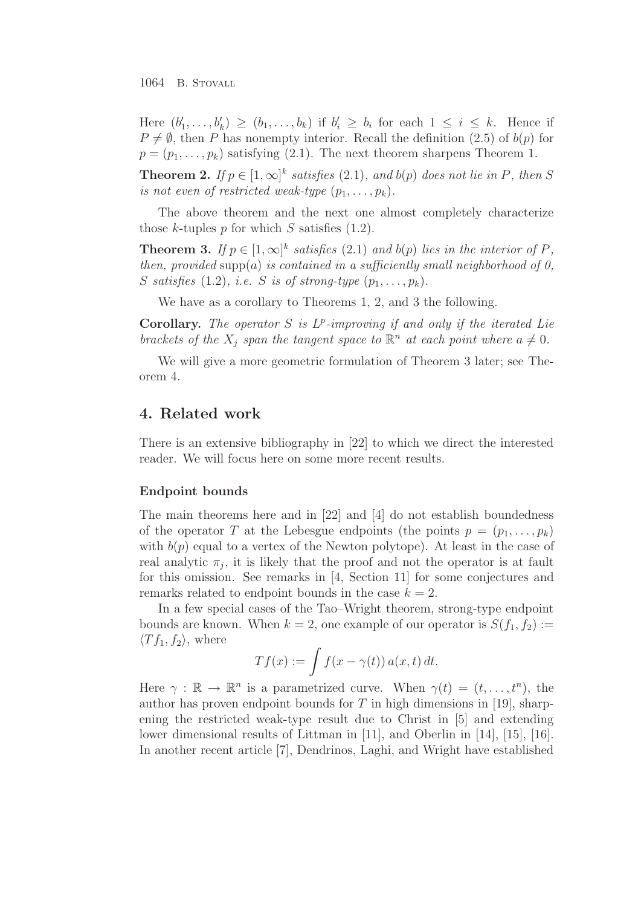Here $(b'_1, \ldots, b'_k) \geq (b_1, \ldots, b_k)$ if $b'_i \geq b_i$ for each $1 \leq i \leq k$. Hence if $P \neq \emptyset$, then $P$ has nonempty interior. Recall the definition (2.5) of $b(p)$ for $p = (p_1, \ldots, p_k)$ satisfying (2.1). The next theorem sharpens Theorem 1.

**Theorem 2.** *If $p \in [1, \infty]^k$ satisfies (2.1), and $b(p)$ does not lie in $P$, then $S$ is not even of restricted weak-type $(p_1, \ldots, p_k)$.*

The above theorem and the next one almost completely characterize those $k$-tuples $p$ for which $S$ satisfies (1.2).

**Theorem 3.** *If $p \in [1, \infty]^k$ satisfies (2.1) and $b(p)$ lies in the interior of $P$, then, provided* $\operatorname{supp}(a)$ *is contained in a sufficiently small neighborhood of 0, $S$ satisfies (1.2), i.e. $S$ is of strong-type $(p_1, \ldots, p_k)$.*

We have as a corollary to Theorems 1, 2, and 3 the following.

**Corollary.** *The operator $S$ is $L^p$-improving if and only if the iterated Lie brackets of the $X_j$ span the tangent space to $\mathbb{R}^n$ at each point where $a \neq 0$.*

We will give a more geometric formulation of Theorem 3 later; see Theorem 4.

## 4. Related work

There is an extensive bibliography in [22] to which we direct the interested reader. We will focus here on some more recent results.

### Endpoint bounds

The main theorems here and in [22] and [4] do not establish boundedness of the operator $T$ at the Lebesgue endpoints (the points $p = (p_1, \ldots, p_k)$ with $b(p)$ equal to a vertex of the Newton polytope). At least in the case of real analytic $\pi_j$, it is likely that the proof and not the operator is at fault for this omission. See remarks in [4, Section 11] for some conjectures and remarks related to endpoint bounds in the case $k = 2$.

In a few special cases of the Tao–Wright theorem, strong-type endpoint bounds are known. When $k = 2$, one example of our operator is $S(f_1, f_2) := \langle Tf_1, f_2 \rangle$, where

$$Tf(x) := \int f(x - \gamma(t))\, a(x, t)\, dt.$$

Here $\gamma : \mathbb{R} \to \mathbb{R}^n$ is a parametrized curve. When $\gamma(t) = (t, \ldots, t^n)$, the author has proven endpoint bounds for $T$ in high dimensions in [19], sharpening the restricted weak-type result due to Christ in [5] and extending lower dimensional results of Littman in [11], and Oberlin in [14], [15], [16]. In another recent article [7], Dendrinos, Laghi, and Wright have established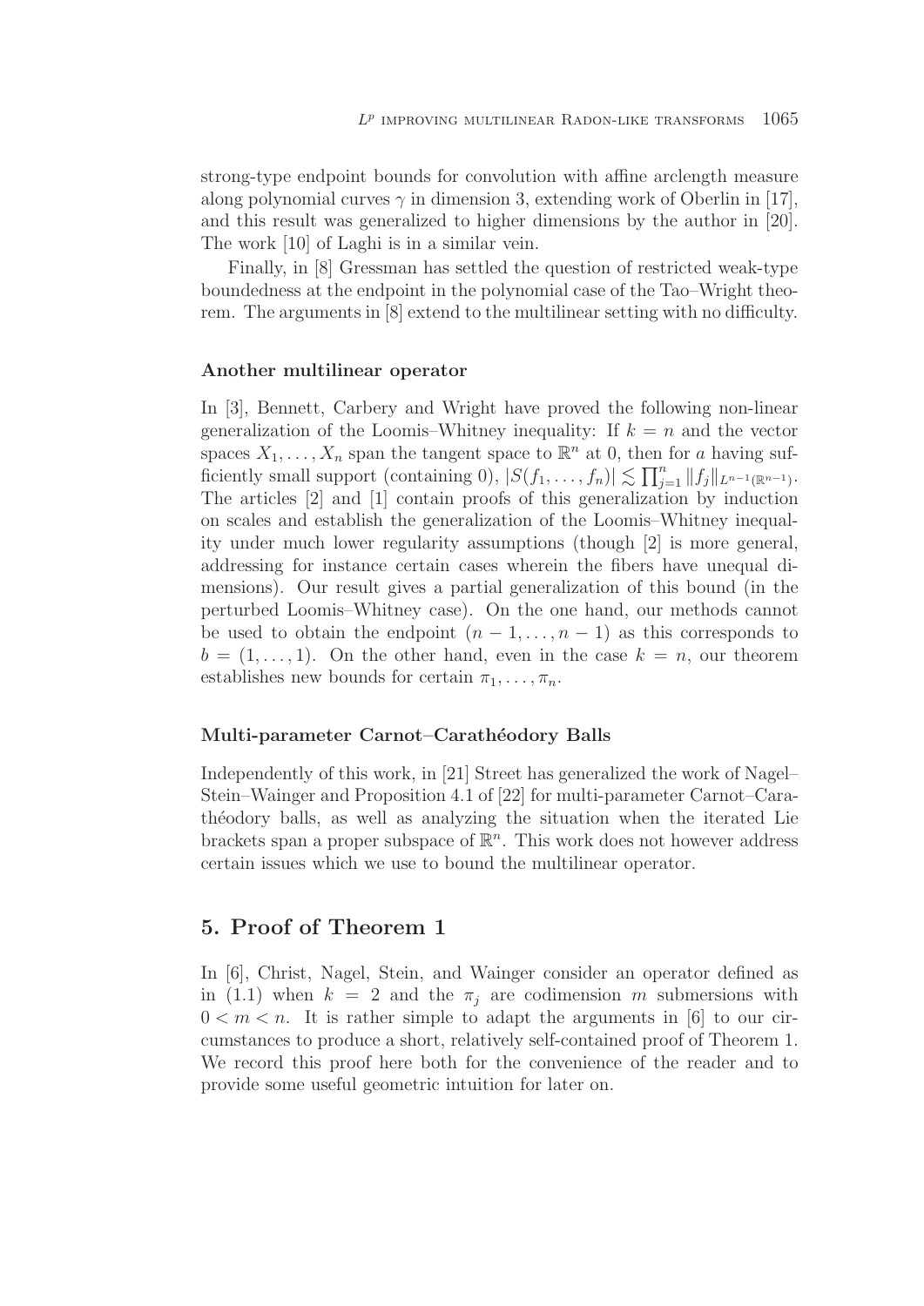strong-type endpoint bounds for convolution with affine arclength measure along polynomial curves $\gamma$ in dimension 3, extending work of Oberlin in [17], and this result was generalized to higher dimensions by the author in [20]. The work [10] of Laghi is in a similar vein.

Finally, in [8] Gressman has settled the question of restricted weak-type boundedness at the endpoint in the polynomial case of the Tao–Wright theorem. The arguments in [8] extend to the multilinear setting with no difficulty.

### Another multilinear operator

In [3], Bennett, Carbery and Wright have proved the following non-linear generalization of the Loomis–Whitney inequality: If $k = n$ and the vector spaces $X_1, \ldots, X_n$ span the tangent space to $\mathbb{R}^n$ at 0, then for $a$ having sufficiently small support (containing 0), $|S(f_1, \ldots, f_n)| \lesssim \prod_{j=1}^n \|f_j\|_{L^{n-1}(\mathbb{R}^{n-1})}$. The articles [2] and [1] contain proofs of this generalization by induction on scales and establish the generalization of the Loomis–Whitney inequality under much lower regularity assumptions (though [2] is more general, addressing for instance certain cases wherein the fibers have unequal dimensions). Our result gives a partial generalization of this bound (in the perturbed Loomis–Whitney case). On the one hand, our methods cannot be used to obtain the endpoint $(n-1, \ldots, n-1)$ as this corresponds to $b = (1, \ldots, 1)$. On the other hand, even in the case $k = n$, our theorem establishes new bounds for certain $\pi_1, \ldots, \pi_n$.

### Multi-parameter Carnot–Carathéodory Balls

Independently of this work, in [21] Street has generalized the work of Nagel–Stein–Wainger and Proposition 4.1 of [22] for multi-parameter Carnot–Carathéodory balls, as well as analyzing the situation when the iterated Lie brackets span a proper subspace of $\mathbb{R}^n$. This work does not however address certain issues which we use to bound the multilinear operator.

## 5. Proof of Theorem 1

In [6], Christ, Nagel, Stein, and Wainger consider an operator defined as in (1.1) when $k = 2$ and the $\pi_j$ are codimension $m$ submersions with $0 < m < n$. It is rather simple to adapt the arguments in [6] to our circumstances to produce a short, relatively self-contained proof of Theorem 1. We record this proof here both for the convenience of the reader and to provide some useful geometric intuition for later on.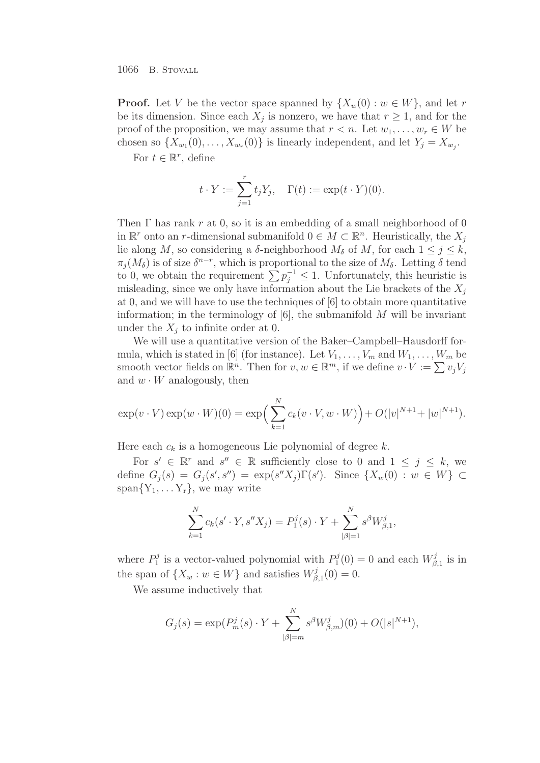**Proof.** Let $V$ be the vector space spanned by $\{X_w(0) : w \in W\}$, and let $r$ be its dimension. Since each $X_j$ is nonzero, we have that $r \geq 1$, and for the proof of the proposition, we may assume that $r < n$. Let $w_1, \ldots, w_r \in W$ be chosen so $\{X_{w_1}(0), \ldots, X_{w_r}(0)\}$ is linearly independent, and let $Y_j = X_{w_j}$.

For $t \in \mathbb{R}^r$, define

$$t \cdot Y := \sum_{j=1}^{r} t_j Y_j, \quad \Gamma(t) := \exp(t \cdot Y)(0).$$

Then $\Gamma$ has rank $r$ at 0, so it is an embedding of a small neighborhood of 0 in $\mathbb{R}^r$ onto an $r$-dimensional submanifold $0 \in M \subset \mathbb{R}^n$. Heuristically, the $X_j$ lie along $M$, so considering a $\delta$-neighborhood $M_\delta$ of $M$, for each $1 \leq j \leq k$, $\pi_j(M_\delta)$ is of size $\delta^{n-r}$, which is proportional to the size of $M_\delta$. Letting $\delta$ tend to 0, we obtain the requirement $\sum p_j^{-1} \leq 1$. Unfortunately, this heuristic is misleading, since we only have information about the Lie brackets of the $X_j$ at 0, and we will have to use the techniques of [6] to obtain more quantitative information; in the terminology of [6], the submanifold $M$ will be invariant under the $X_j$ to infinite order at 0.

We will use a quantitative version of the Baker–Campbell–Hausdorff formula, which is stated in [6] (for instance). Let $V_1, \ldots, V_m$ and $W_1, \ldots, W_m$ be smooth vector fields on $\mathbb{R}^n$. Then for $v, w \in \mathbb{R}^m$, if we define $v \cdot V := \sum v_j V_j$ and $w \cdot W$ analogously, then

$$\exp(v \cdot V)\exp(w \cdot W)(0) = \exp\Big(\sum_{k=1}^{N} c_k(v \cdot V, w \cdot W)\Big) + O(|v|^{N+1} + |w|^{N+1}).$$

Here each $c_k$ is a homogeneous Lie polynomial of degree $k$.

For $s' \in \mathbb{R}^r$ and $s'' \in \mathbb{R}$ sufficiently close to 0 and $1 \leq j \leq k$, we define $G_j(s) = G_j(s', s'') = \exp(s'' X_j)\Gamma(s')$. Since $\{X_w(0) : w \in W\} \subset \mathrm{span}\{\mathrm{Y}_1, \ldots \mathrm{Y}_r\}$, we may write

$$\sum_{k=1}^{N} c_k(s' \cdot Y, s'' X_j) = P_1^j(s) \cdot Y + \sum_{|\beta|=1}^{N} s^\beta W_{\beta,1}^j,$$

where $P_1^j$ is a vector-valued polynomial with $P_1^j(0) = 0$ and each $W_{\beta,1}^j$ is in the span of $\{X_w : w \in W\}$ and satisfies $W_{\beta,1}^j(0) = 0$.

We assume inductively that

$$G_j(s) = \exp(P_m^j(s) \cdot Y + \sum_{|\beta|=m}^{N} s^\beta W_{\beta,m}^j)(0) + O(|s|^{N+1}),$$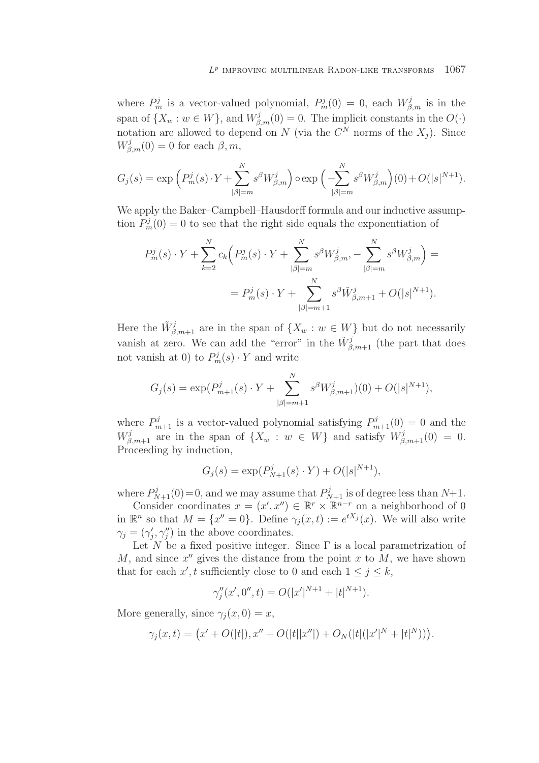where $P^j_m$ is a vector-valued polynomial, $P^j_m(0) = 0$, each $W^j_{\beta,m}$ is in the span of $\{X_w : w \in W\}$, and $W^j_{\beta,m}(0) = 0$. The implicit constants in the $O(\cdot)$ notation are allowed to depend on $N$ (via the $C^N$ norms of the $X_j$). Since $W^j_{\beta,m}(0) = 0$ for each $\beta, m$,

$$G_j(s) = \exp\Big(P^j_m(s)\cdot Y + \sum_{|\beta|=m}^{N} s^\beta W^j_{\beta,m}\Big) \circ \exp\Big(-\sum_{|\beta|=m}^{N} s^\beta W^j_{\beta,m}\Big)(0) + O(|s|^{N+1}).$$

We apply the Baker–Campbell–Hausdorff formula and our inductive assumption $P^j_m(0) = 0$ to see that the right side equals the exponentiation of

$$P^j_m(s)\cdot Y + \sum_{k=2}^{N} c_k\Big(P^j_m(s)\cdot Y + \sum_{|\beta|=m}^{N} s^\beta W^j_{\beta,m}, -\sum_{|\beta|=m}^{N} s^\beta W^j_{\beta,m}\Big) =$$

$$= P^j_m(s)\cdot Y + \sum_{|\beta|=m+1}^{N} s^\beta \tilde{W}^j_{\beta,m+1} + O(|s|^{N+1}).$$

Here the $\tilde{W}^j_{\beta,m+1}$ are in the span of $\{X_w : w \in W\}$ but do not necessarily vanish at zero. We can add the "error" in the $\tilde{W}^j_{\beta,m+1}$ (the part that does not vanish at 0) to $P^j_m(s)\cdot Y$ and write

$$G_j(s) = \exp(P^j_{m+1}(s)\cdot Y + \sum_{|\beta|=m+1}^{N} s^\beta W^j_{\beta,m+1})(0) + O(|s|^{N+1}),$$

where $P^j_{m+1}$ is a vector-valued polynomial satisfying $P^j_{m+1}(0) = 0$ and the $W^j_{\beta,m+1}$ are in the span of $\{X_w : w \in W\}$ and satisfy $W^j_{\beta,m+1}(0) = 0$. Proceeding by induction,

$$G_j(s) = \exp(P^j_{N+1}(s)\cdot Y) + O(|s|^{N+1}),$$

where $P^j_{N+1}(0) = 0$, and we may assume that $P^j_{N+1}$ is of degree less than $N+1$.

Consider coordinates $x = (x', x'') \in \mathbb{R}^r \times \mathbb{R}^{n-r}$ on a neighborhood of 0 in $\mathbb{R}^n$ so that $M = \{x'' = 0\}$. Define $\gamma_j(x,t) := e^{tX_j}(x)$. We will also write $\gamma_j = (\gamma'_j, \gamma''_j)$ in the above coordinates.

Let $N$ be a fixed positive integer. Since $\Gamma$ is a local parametrization of $M$, and since $x''$ gives the distance from the point $x$ to $M$, we have shown that for each $x', t$ sufficiently close to 0 and each $1 \le j \le k$,

$$\gamma''_j(x', 0'', t) = O(|x'|^{N+1} + |t|^{N+1}).$$

More generally, since $\gamma_j(x, 0) = x$,

$$\gamma_j(x,t) = \big(x' + O(|t|), x'' + O(|t||x''|) + O_N(|t|(|x'|^N + |t|^N))\big).$$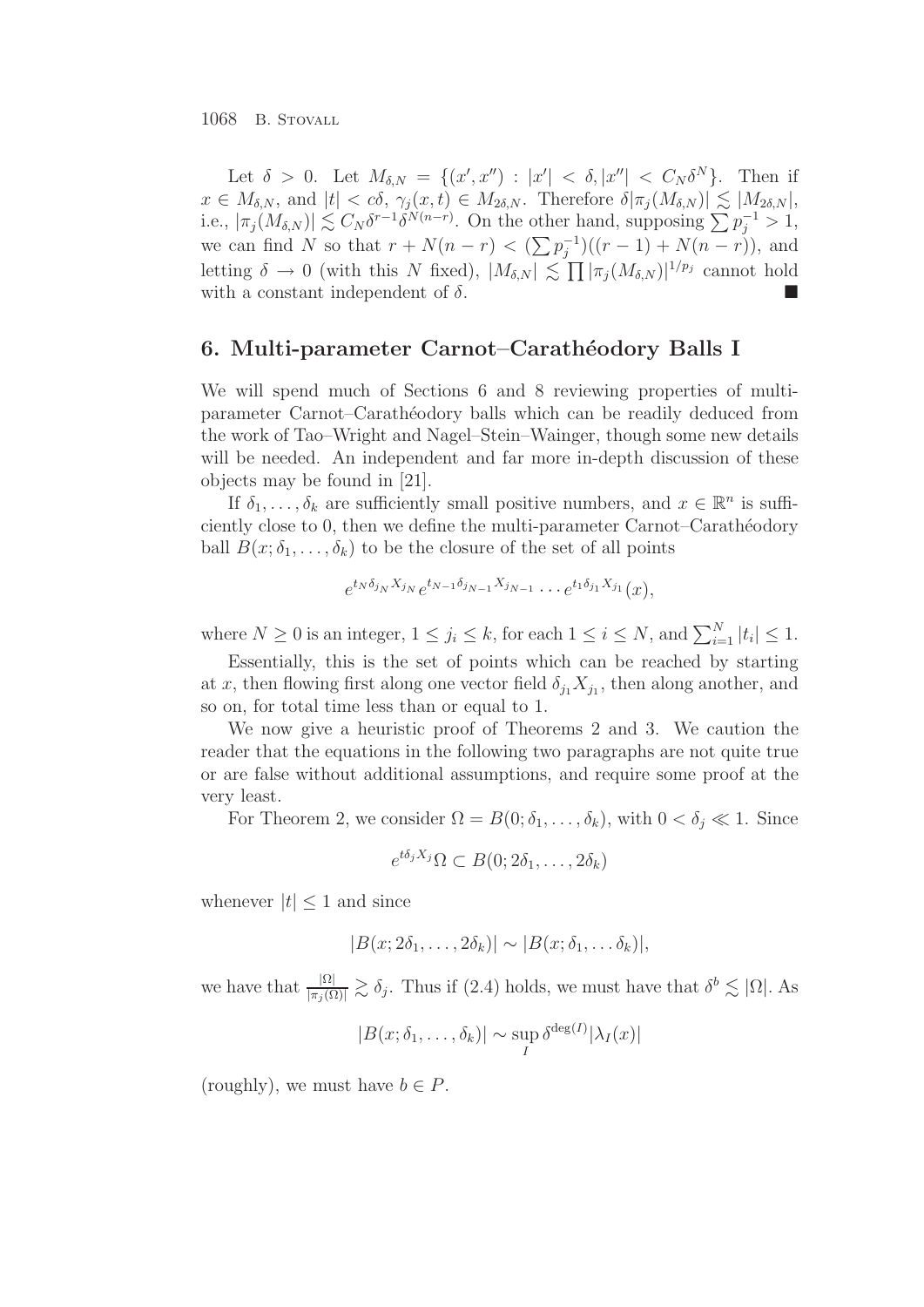Let $\delta > 0$. Let $M_{\delta,N} = \{(x', x'') : |x'| < \delta, |x''| < C_N \delta^N\}$. Then if $x \in M_{\delta,N}$, and $|t| < c\delta$, $\gamma_j(x,t) \in M_{2\delta,N}$. Therefore $\delta|\pi_j(M_{\delta,N})| \lesssim |M_{2\delta,N}|$, i.e., $|\pi_j(M_{\delta,N})| \lesssim C_N \delta^{r-1}\delta^{N(n-r)}$. On the other hand, supposing $\sum p_j^{-1} > 1$, we can find $N$ so that $r + N(n-r) < (\sum p_j^{-1})((r-1) + N(n-r))$, and letting $\delta \to 0$ (with this $N$ fixed), $|M_{\delta,N}| \lesssim \prod |\pi_j(M_{\delta,N})|^{1/p_j}$ cannot hold with a constant independent of $\delta$. ∎

## 6. Multi-parameter Carnot–Carathéodory Balls I

We will spend much of Sections 6 and 8 reviewing properties of multi-parameter Carnot–Carathéodory balls which can be readily deduced from the work of Tao–Wright and Nagel–Stein–Wainger, though some new details will be needed. An independent and far more in-depth discussion of these objects may be found in [21].

If $\delta_1, \ldots, \delta_k$ are sufficiently small positive numbers, and $x \in \mathbb{R}^n$ is sufficiently close to 0, then we define the multi-parameter Carnot–Carathéodory ball $B(x; \delta_1, \ldots, \delta_k)$ to be the closure of the set of all points

$$e^{t_N \delta_{j_N} X_{j_N}} e^{t_{N-1}\delta_{j_{N-1}} X_{j_{N-1}}} \cdots e^{t_1 \delta_{j_1} X_{j_1}}(x),$$

where $N \geq 0$ is an integer, $1 \leq j_i \leq k$, for each $1 \leq i \leq N$, and $\sum_{i=1}^N |t_i| \leq 1$.

Essentially, this is the set of points which can be reached by starting at $x$, then flowing first along one vector field $\delta_{j_1} X_{j_1}$, then along another, and so on, for total time less than or equal to 1.

We now give a heuristic proof of Theorems 2 and 3. We caution the reader that the equations in the following two paragraphs are not quite true or are false without additional assumptions, and require some proof at the very least.

For Theorem 2, we consider $\Omega = B(0; \delta_1, \ldots, \delta_k)$, with $0 < \delta_j \ll 1$. Since

$$e^{t\delta_j X_j}\Omega \subset B(0; 2\delta_1, \ldots, 2\delta_k)$$

whenever $|t| \leq 1$ and since

$$|B(x; 2\delta_1, \ldots, 2\delta_k)| \sim |B(x; \delta_1, \ldots \delta_k)|,$$

we have that $\frac{|\Omega|}{|\pi_j(\Omega)|} \gtrsim \delta_j$. Thus if (2.4) holds, we must have that $\delta^b \lesssim |\Omega|$. As

$$|B(x; \delta_1, \ldots, \delta_k)| \sim \sup_I \delta^{\deg(I)} |\lambda_I(x)|$$

(roughly), we must have $b \in P$.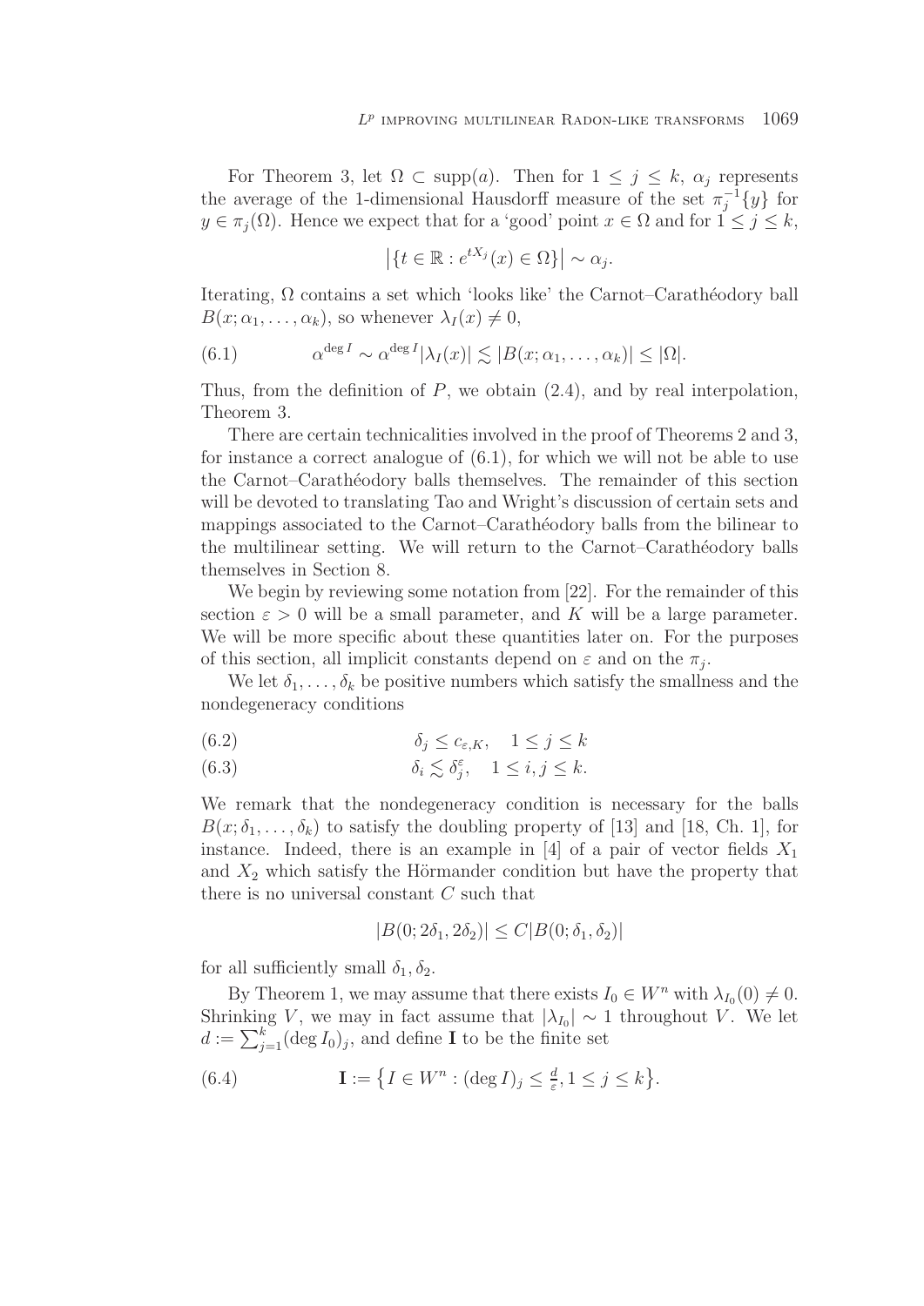For Theorem 3, let $\Omega \subset \mathrm{supp}(a)$. Then for $1 \leq j \leq k$, $\alpha_j$ represents the average of the 1-dimensional Hausdorff measure of the set $\pi_j^{-1}\{y\}$ for $y \in \pi_j(\Omega)$. Hence we expect that for a 'good' point $x \in \Omega$ and for $1 \leq j \leq k$,

$$\left|\{t \in \mathbb{R} : e^{tX_j}(x) \in \Omega\}\right| \sim \alpha_j.$$

Iterating, $\Omega$ contains a set which 'looks like' the Carnot–Carathéodory ball $B(x; \alpha_1, \ldots, \alpha_k)$, so whenever $\lambda_I(x) \neq 0$,

$$\alpha^{\deg I} \sim \alpha^{\deg I}|\lambda_I(x)| \lesssim |B(x; \alpha_1, \ldots, \alpha_k)| \leq |\Omega|. \tag{6.1}$$

Thus, from the definition of $P$, we obtain (2.4), and by real interpolation, Theorem 3.

There are certain technicalities involved in the proof of Theorems 2 and 3, for instance a correct analogue of (6.1), for which we will not be able to use the Carnot–Carathéodory balls themselves. The remainder of this section will be devoted to translating Tao and Wright's discussion of certain sets and mappings associated to the Carnot–Carathéodory balls from the bilinear to the multilinear setting. We will return to the Carnot–Carathéodory balls themselves in Section 8.

We begin by reviewing some notation from [22]. For the remainder of this section $\varepsilon > 0$ will be a small parameter, and $K$ will be a large parameter. We will be more specific about these quantities later on. For the purposes of this section, all implicit constants depend on $\varepsilon$ and on the $\pi_j$.

We let $\delta_1, \ldots, \delta_k$ be positive numbers which satisfy the smallness and the nondegeneracy conditions

$$\delta_j \leq c_{\varepsilon,K}, \quad 1 \leq j \leq k \tag{6.2}$$

$$\delta_i \lesssim \delta_j^{\varepsilon}, \quad 1 \leq i, j \leq k. \tag{6.3}$$

We remark that the nondegeneracy condition is necessary for the balls $B(x; \delta_1, \ldots, \delta_k)$ to satisfy the doubling property of [13] and [18, Ch. 1], for instance. Indeed, there is an example in [4] of a pair of vector fields $X_1$ and $X_2$ which satisfy the Hörmander condition but have the property that there is no universal constant $C$ such that

$$|B(0; 2\delta_1, 2\delta_2)| \leq C|B(0; \delta_1, \delta_2)|$$

for all sufficiently small $\delta_1, \delta_2$.

By Theorem 1, we may assume that there exists $I_0 \in W^n$ with $\lambda_{I_0}(0) \neq 0$. Shrinking $V$, we may in fact assume that $|\lambda_{I_0}| \sim 1$ throughout $V$. We let $d := \sum_{j=1}^{k} (\deg I_0)_j$, and define $\mathbf{I}$ to be the finite set

$$\mathbf{I} := \left\{I \in W^n : (\deg I)_j \leq \tfrac{d}{\varepsilon}, 1 \leq j \leq k\right\}. \tag{6.4}$$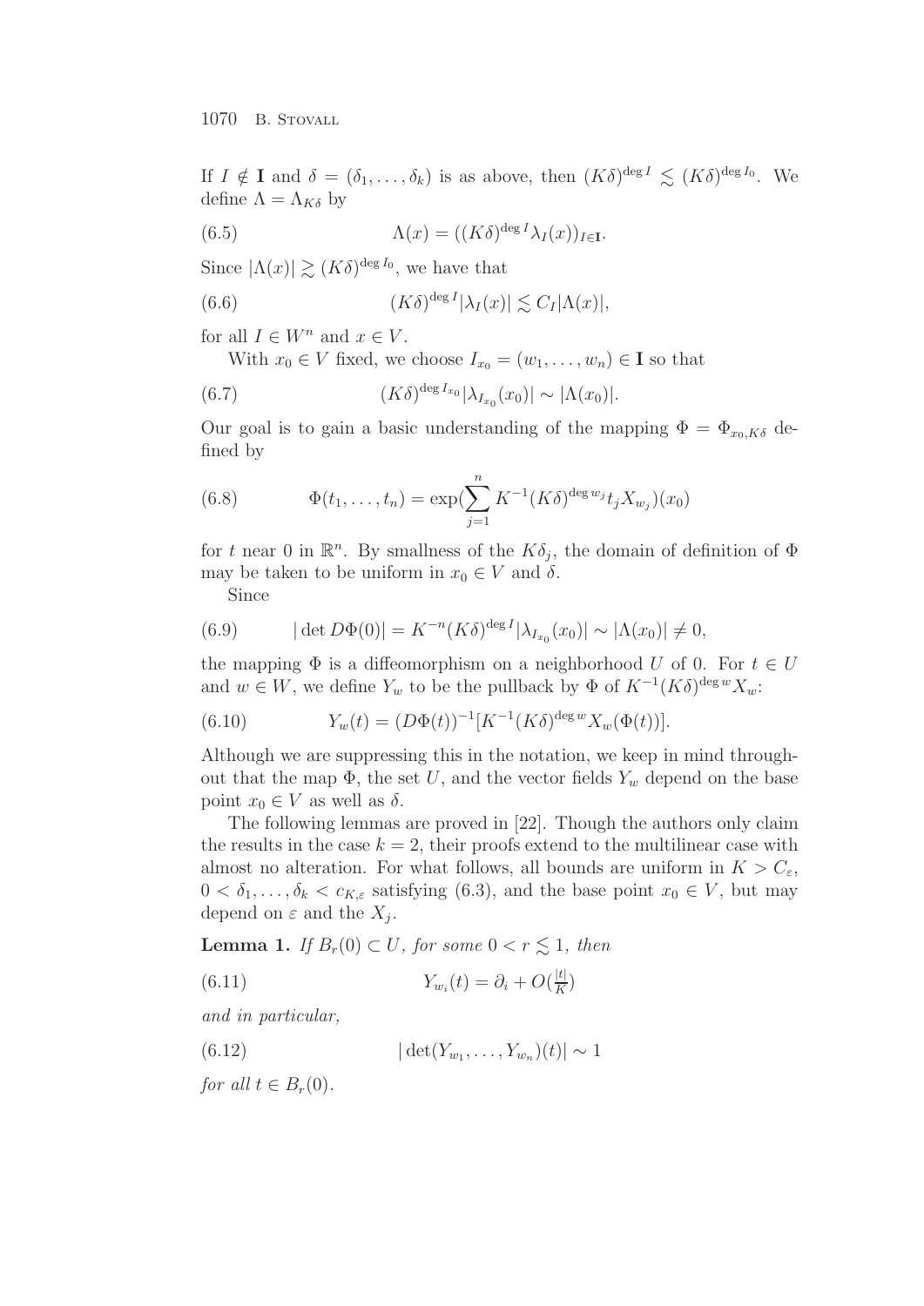If $I \notin \mathbf{I}$ and $\delta = (\delta_1, \ldots, \delta_k)$ is as above, then $(K\delta)^{\deg I} \lesssim (K\delta)^{\deg I_0}$. We define $\Lambda = \Lambda_{K\delta}$ by

$$\Lambda(x) = ((K\delta)^{\deg I}\lambda_I(x))_{I \in \mathbf{I}}. \tag{6.5}$$

Since $|\Lambda(x)| \gtrsim (K\delta)^{\deg I_0}$, we have that

$$(K\delta)^{\deg I}|\lambda_I(x)| \lesssim C_I|\Lambda(x)|, \tag{6.6}$$

for all $I \in W^n$ and $x \in V$.

With $x_0 \in V$ fixed, we choose $I_{x_0} = (w_1, \ldots, w_n) \in \mathbf{I}$ so that

$$(K\delta)^{\deg I_{x_0}}|\lambda_{I_{x_0}}(x_0)| \sim |\Lambda(x_0)|. \tag{6.7}$$

Our goal is to gain a basic understanding of the mapping $\Phi = \Phi_{x_0,K\delta}$ defined by

$$\Phi(t_1, \ldots, t_n) = \exp(\sum_{j=1}^{n} K^{-1}(K\delta)^{\deg w_j} t_j X_{w_j})(x_0) \tag{6.8}$$

for $t$ near 0 in $\mathbb{R}^n$. By smallness of the $K\delta_j$, the domain of definition of $\Phi$ may be taken to be uniform in $x_0 \in V$ and $\delta$.

Since

$$|\det D\Phi(0)| = K^{-n}(K\delta)^{\deg I}|\lambda_{I_{x_0}}(x_0)| \sim |\Lambda(x_0)| \neq 0, \tag{6.9}$$

the mapping $\Phi$ is a diffeomorphism on a neighborhood $U$ of 0. For $t \in U$ and $w \in W$, we define $Y_w$ to be the pullback by $\Phi$ of $K^{-1}(K\delta)^{\deg w}X_w$:

$$Y_w(t) = (D\Phi(t))^{-1}[K^{-1}(K\delta)^{\deg w}X_w(\Phi(t))]. \tag{6.10}$$

Although we are suppressing this in the notation, we keep in mind throughout that the map $\Phi$, the set $U$, and the vector fields $Y_w$ depend on the base point $x_0 \in V$ as well as $\delta$.

The following lemmas are proved in [22]. Though the authors only claim the results in the case $k = 2$, their proofs extend to the multilinear case with almost no alteration. For what follows, all bounds are uniform in $K > C_\varepsilon$, $0 < \delta_1, \ldots, \delta_k < c_{K,\varepsilon}$ satisfying (6.3), and the base point $x_0 \in V$, but may depend on $\varepsilon$ and the $X_j$.

**Lemma 1.** *If $B_r(0) \subset U$, for some $0 < r \lesssim 1$, then*

$$Y_{w_i}(t) = \partial_i + O(\tfrac{|t|}{K}) \tag{6.11}$$

*and in particular,*

$$|\det(Y_{w_1}, \ldots, Y_{w_n})(t)| \sim 1 \tag{6.12}$$

*for all $t \in B_r(0)$.*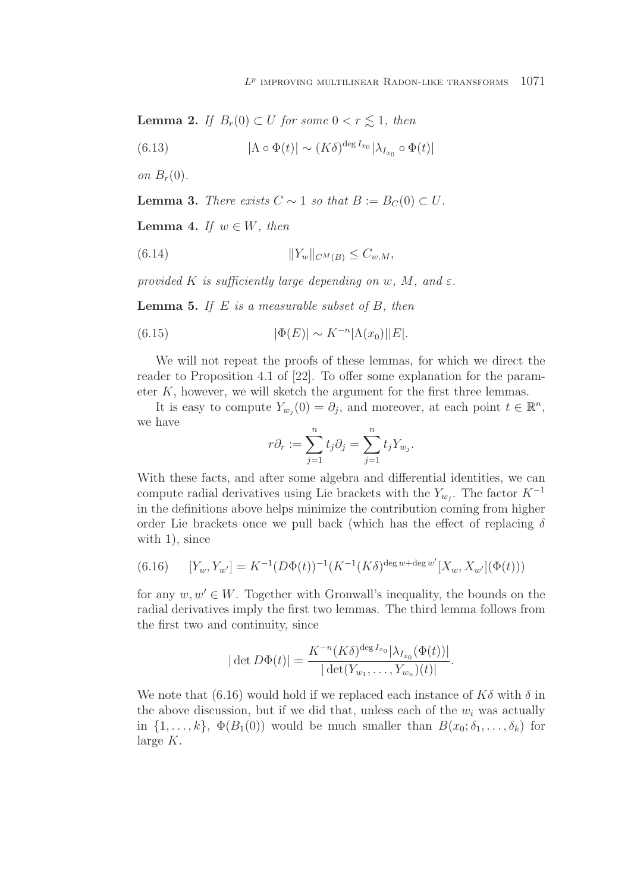**Lemma 2.** *If $B_r(0) \subset U$ for some $0 < r \lesssim 1$, then*

$$|\Lambda \circ \Phi(t)| \sim (K\delta)^{\deg I_{x_0}} |\lambda_{I_{x_0}} \circ \Phi(t)| \tag{6.13}$$

*on $B_r(0)$.*

**Lemma 3.** *There exists $C \sim 1$ so that $B := B_C(0) \subset U$.*

**Lemma 4.** *If $w \in W$, then*

$$\|Y_w\|_{C^M(B)} \leq C_{w,M}, \tag{6.14}$$

*provided $K$ is sufficiently large depending on $w$, $M$, and $\varepsilon$.*

**Lemma 5.** *If $E$ is a measurable subset of $B$, then*

$$|\Phi(E)| \sim K^{-n} |\Lambda(x_0)||E|. \tag{6.15}$$

We will not repeat the proofs of these lemmas, for which we direct the reader to Proposition 4.1 of [22]. To offer some explanation for the parameter $K$, however, we will sketch the argument for the first three lemmas.

It is easy to compute $Y_{w_j}(0) = \partial_j$, and moreover, at each point $t \in \mathbb{R}^n$, we have

$$r\partial_r := \sum_{j=1}^{n} t_j \partial_j = \sum_{j=1}^{n} t_j Y_{w_j}.$$

With these facts, and after some algebra and differential identities, we can compute radial derivatives using Lie brackets with the $Y_{w_j}$. The factor $K^{-1}$ in the definitions above helps minimize the contribution coming from higher order Lie brackets once we pull back (which has the effect of replacing $\delta$ with 1), since

$$[Y_w, Y_{w'}] = K^{-1}(D\Phi(t))^{-1}(K^{-1}(K\delta)^{\deg w + \deg w'}[X_w, X_{w'}](\Phi(t))) \tag{6.16}$$

for any $w, w' \in W$. Together with Gronwall's inequality, the bounds on the radial derivatives imply the first two lemmas. The third lemma follows from the first two and continuity, since

$$|\det D\Phi(t)| = \frac{K^{-n}(K\delta)^{\deg I_{x_0}} |\lambda_{I_{x_0}}(\Phi(t))|}{|\det(Y_{w_1}, \ldots, Y_{w_n})(t)|}.$$

We note that (6.16) would hold if we replaced each instance of $K\delta$ with $\delta$ in the above discussion, but if we did that, unless each of the $w_i$ was actually in $\{1, \ldots, k\}$, $\Phi(B_1(0))$ would be much smaller than $B(x_0; \delta_1, \ldots, \delta_k)$ for large $K$.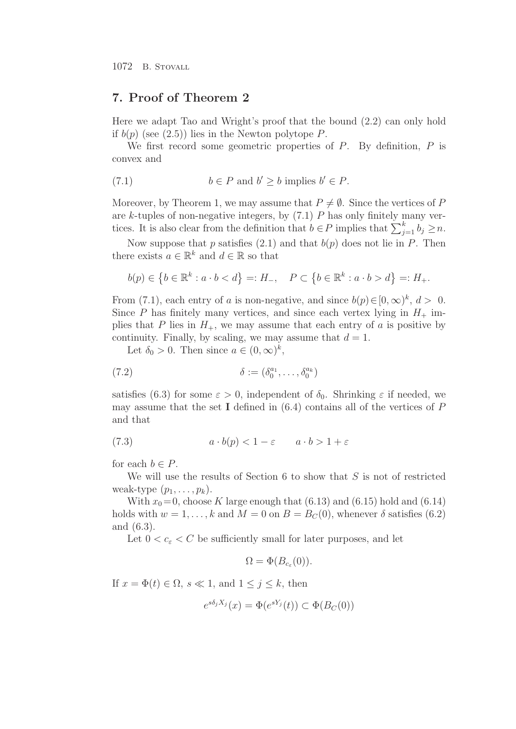## 7. Proof of Theorem 2

Here we adapt Tao and Wright's proof that the bound (2.2) can only hold if $b(p)$ (see (2.5)) lies in the Newton polytope $P$.

We first record some geometric properties of $P$. By definition, $P$ is convex and

$$b \in P \text{ and } b' \geq b \text{ implies } b' \in P. \tag{7.1}$$

Moreover, by Theorem 1, we may assume that $P \neq \emptyset$. Since the vertices of $P$ are $k$-tuples of non-negative integers, by (7.1) $P$ has only finitely many vertices. It is also clear from the definition that $b \in P$ implies that $\sum_{j=1}^{k} b_j \geq n$.

Now suppose that $p$ satisfies (2.1) and that $b(p)$ does not lie in $P$. Then there exists $a \in \mathbb{R}^k$ and $d \in \mathbb{R}$ so that

$$b(p) \in \left\{b \in \mathbb{R}^k : a \cdot b < d\right\} =: H_-, \quad P \subset \left\{b \in \mathbb{R}^k : a \cdot b > d\right\} =: H_+.$$

From (7.1), each entry of $a$ is non-negative, and since $b(p) \in [0, \infty)^k$, $d > 0$. Since $P$ has finitely many vertices, and since each vertex lying in $H_+$ implies that $P$ lies in $H_+$, we may assume that each entry of $a$ is positive by continuity. Finally, by scaling, we may assume that $d = 1$.

Let $\delta_0 > 0$. Then since $a \in (0, \infty)^k$,

$$\delta := (\delta_0^{a_1}, \ldots, \delta_0^{a_k}) \tag{7.2}$$

satisfies (6.3) for some $\varepsilon > 0$, independent of $\delta_0$. Shrinking $\varepsilon$ if needed, we may assume that the set $\mathbf{I}$ defined in (6.4) contains all of the vertices of $P$ and that

$$a \cdot b(p) < 1 - \varepsilon \qquad a \cdot b > 1 + \varepsilon \tag{7.3}$$

for each $b \in P$.

We will use the results of Section 6 to show that $S$ is not of restricted weak-type $(p_1, \ldots, p_k)$.

With $x_0 = 0$, choose $K$ large enough that (6.13) and (6.15) hold and (6.14) holds with $w = 1, \ldots, k$ and $M = 0$ on $B = B_C(0)$, whenever $\delta$ satisfies (6.2) and (6.3).

Let $0 < c_\varepsilon < C$ be sufficiently small for later purposes, and let

$$\Omega = \Phi(B_{c_\varepsilon}(0)).$$

If $x = \Phi(t) \in \Omega$, $s \ll 1$, and $1 \leq j \leq k$, then

$$e^{s\delta_j X_j}(x) = \Phi(e^{sY_j}(t)) \subset \Phi(B_C(0))$$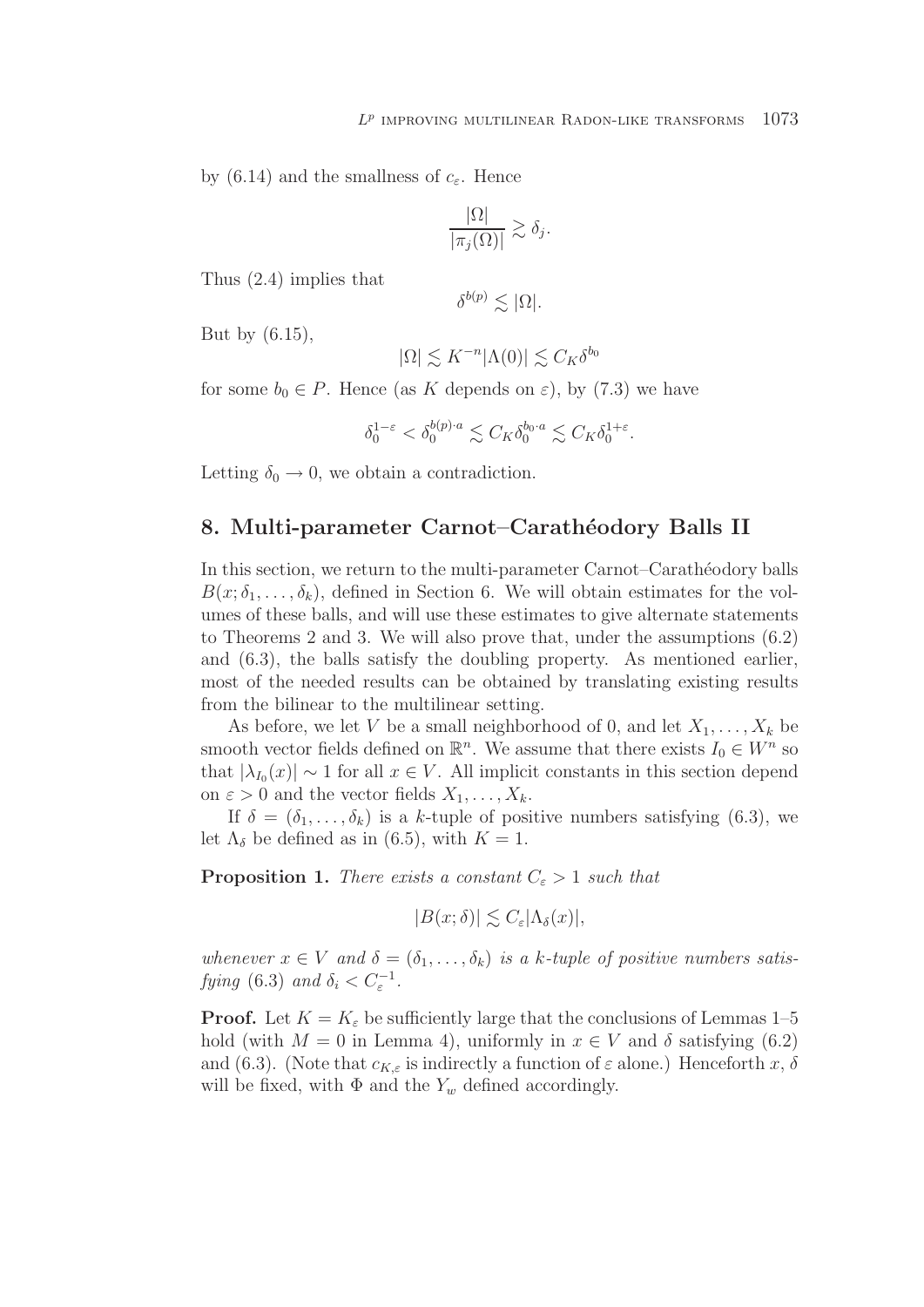by (6.14) and the smallness of $c_\varepsilon$. Hence

$$\frac{|\Omega|}{|\pi_j(\Omega)|} \gtrsim \delta_j.$$

Thus (2.4) implies that

$$\delta^{b(p)} \lesssim |\Omega|.$$

But by (6.15),

$$|\Omega| \lesssim K^{-n}|\Lambda(0)| \lesssim C_K \delta^{b_0}$$

for some $b_0 \in P$. Hence (as $K$ depends on $\varepsilon$), by (7.3) we have

$$\delta_0^{1-\varepsilon} < \delta_0^{b(p)\cdot a} \lesssim C_K \delta_0^{b_0 \cdot a} \lesssim C_K \delta_0^{1+\varepsilon}.$$

Letting $\delta_0 \to 0$, we obtain a contradiction.

## 8. Multi-parameter Carnot–Carathéodory Balls II

In this section, we return to the multi-parameter Carnot–Carathéodory balls $B(x;\delta_1,\ldots,\delta_k)$, defined in Section 6. We will obtain estimates for the volumes of these balls, and will use these estimates to give alternate statements to Theorems 2 and 3. We will also prove that, under the assumptions (6.2) and (6.3), the balls satisfy the doubling property. As mentioned earlier, most of the needed results can be obtained by translating existing results from the bilinear to the multilinear setting.

As before, we let $V$ be a small neighborhood of 0, and let $X_1,\ldots,X_k$ be smooth vector fields defined on $\mathbb{R}^n$. We assume that there exists $I_0 \in W^n$ so that $|\lambda_{I_0}(x)| \sim 1$ for all $x \in V$. All implicit constants in this section depend on $\varepsilon > 0$ and the vector fields $X_1,\ldots,X_k$.

If $\delta = (\delta_1,\ldots,\delta_k)$ is a $k$-tuple of positive numbers satisfying (6.3), we let $\Lambda_\delta$ be defined as in (6.5), with $K = 1$.

**Proposition 1.** *There exists a constant $C_\varepsilon > 1$ such that*

$$|B(x;\delta)| \lesssim C_\varepsilon |\Lambda_\delta(x)|,$$

*whenever $x \in V$ and $\delta = (\delta_1,\ldots,\delta_k)$ is a $k$-tuple of positive numbers satisfying (6.3) and $\delta_i < C_\varepsilon^{-1}$.*

**Proof.** Let $K = K_\varepsilon$ be sufficiently large that the conclusions of Lemmas 1–5 hold (with $M = 0$ in Lemma 4), uniformly in $x \in V$ and $\delta$ satisfying (6.2) and (6.3). (Note that $c_{K,\varepsilon}$ is indirectly a function of $\varepsilon$ alone.) Henceforth $x$, $\delta$ will be fixed, with $\Phi$ and the $Y_w$ defined accordingly.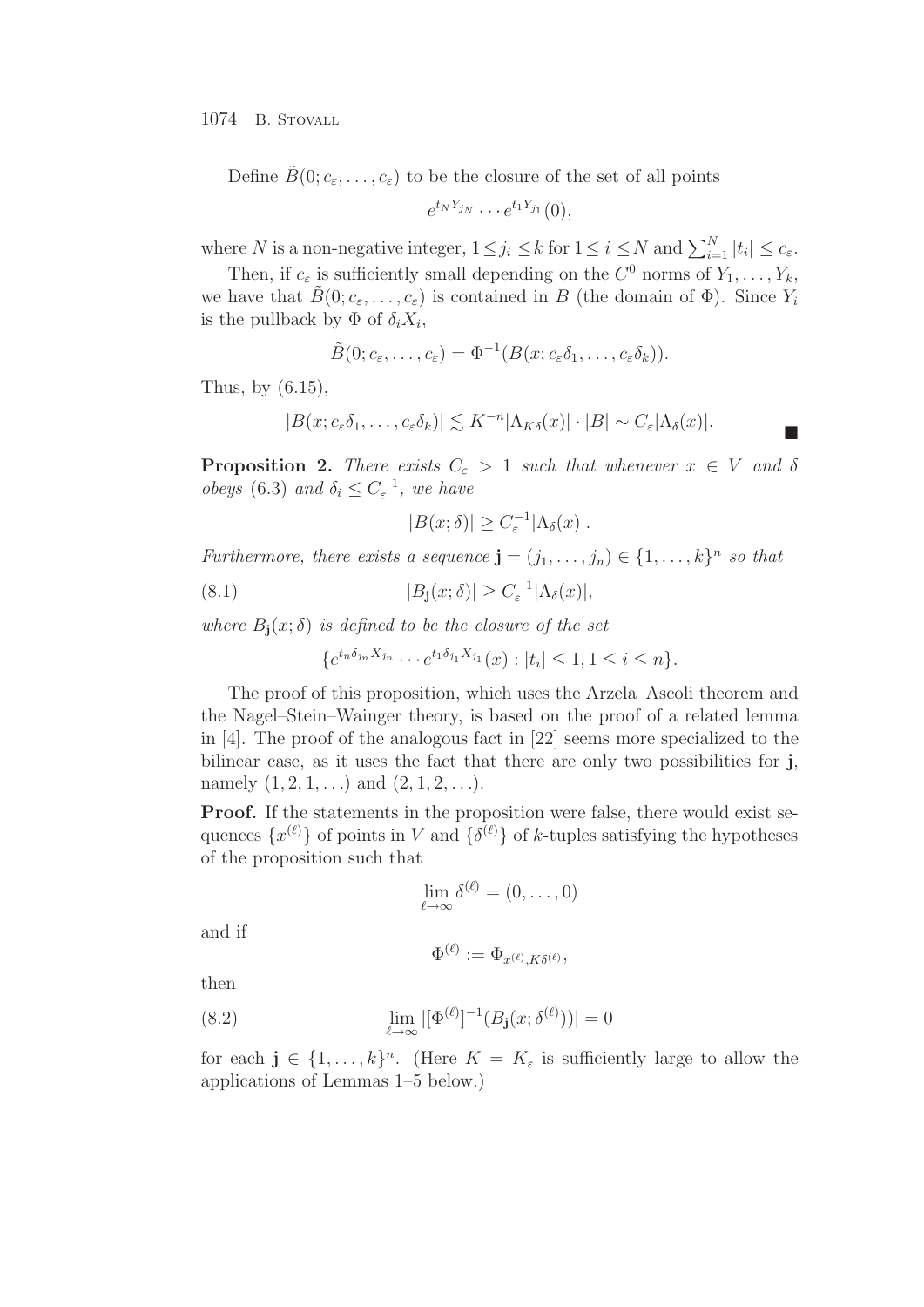Define $\tilde{B}(0; c_\varepsilon, \ldots, c_\varepsilon)$ to be the closure of the set of all points

$$e^{t_N Y_{j_N}} \cdots e^{t_1 Y_{j_1}}(0),$$

where $N$ is a non-negative integer, $1 \le j_i \le k$ for $1 \le i \le N$ and $\sum_{i=1}^N |t_i| \le c_\varepsilon$.

Then, if $c_\varepsilon$ is sufficiently small depending on the $C^0$ norms of $Y_1, \ldots, Y_k$, we have that $\tilde{B}(0; c_\varepsilon, \ldots, c_\varepsilon)$ is contained in $B$ (the domain of $\Phi$). Since $Y_i$ is the pullback by $\Phi$ of $\delta_i X_i$,

$$\tilde{B}(0; c_\varepsilon, \ldots, c_\varepsilon) = \Phi^{-1}(B(x; c_\varepsilon \delta_1, \ldots, c_\varepsilon \delta_k)).$$

Thus, by (6.15),

$$|B(x; c_\varepsilon \delta_1, \ldots, c_\varepsilon \delta_k)| \lesssim K^{-n} |\Lambda_{K\delta}(x)| \cdot |B| \sim C_\varepsilon |\Lambda_\delta(x)|. \qquad \blacksquare$$

**Proposition 2.** *There exists $C_\varepsilon > 1$ such that whenever $x \in V$ and $\delta$ obeys* (6.3) *and $\delta_i \le C_\varepsilon^{-1}$, we have*

$$|B(x; \delta)| \ge C_\varepsilon^{-1} |\Lambda_\delta(x)|.$$

*Furthermore, there exists a sequence $\mathbf{j} = (j_1, \ldots, j_n) \in \{1, \ldots, k\}^n$ so that*

$$|B_{\mathbf{j}}(x; \delta)| \ge C_\varepsilon^{-1} |\Lambda_\delta(x)|, \tag{8.1}$$

*where $B_{\mathbf{j}}(x; \delta)$ is defined to be the closure of the set*

$$\{e^{t_n \delta_{j_n} X_{j_n}} \cdots e^{t_1 \delta_{j_1} X_{j_1}}(x) : |t_i| \le 1, 1 \le i \le n\}.$$

The proof of this proposition, which uses the Arzela–Ascoli theorem and the Nagel–Stein–Wainger theory, is based on the proof of a related lemma in [4]. The proof of the analogous fact in [22] seems more specialized to the bilinear case, as it uses the fact that there are only two possibilities for $\mathbf{j}$, namely $(1, 2, 1, \ldots)$ and $(2, 1, 2, \ldots)$.

**Proof.** If the statements in the proposition were false, there would exist sequences $\{x^{(\ell)}\}$ of points in $V$ and $\{\delta^{(\ell)}\}$ of $k$-tuples satisfying the hypotheses of the proposition such that

$$\lim_{\ell \to \infty} \delta^{(\ell)} = (0, \ldots, 0)$$

and if

$$\Phi^{(\ell)} := \Phi_{x^{(\ell)}, K\delta^{(\ell)}},$$

then

$$\lim_{\ell \to \infty} |[\Phi^{(\ell)}]^{-1}(B_{\mathbf{j}}(x; \delta^{(\ell)}))| = 0 \tag{8.2}$$

for each $\mathbf{j} \in \{1, \ldots, k\}^n$. (Here $K = K_\varepsilon$ is sufficiently large to allow the applications of Lemmas 1–5 below.)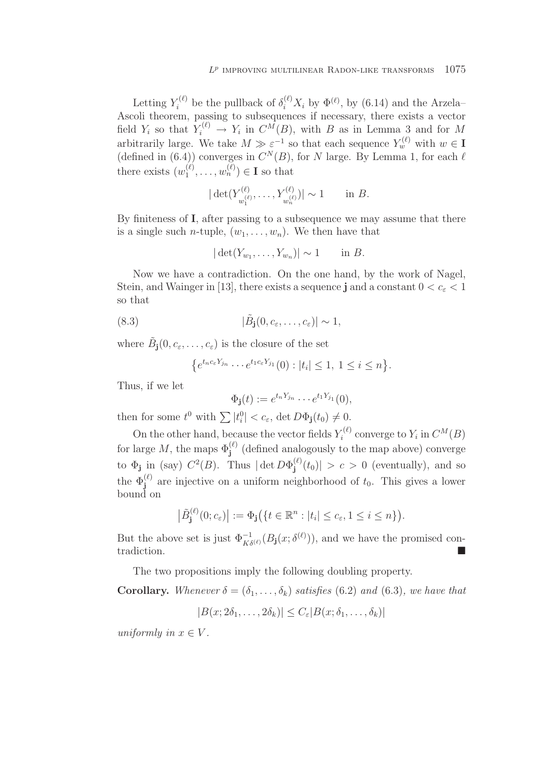Letting $Y_i^{(\ell)}$ be the pullback of $\delta_i^{(\ell)} X_i$ by $\Phi^{(\ell)}$, by (6.14) and the Arzela–Ascoli theorem, passing to subsequences if necessary, there exists a vector field $Y_i$ so that $Y_i^{(\ell)} \to Y_i$ in $C^M(B)$, with $B$ as in Lemma 3 and for $M$ arbitrarily large. We take $M \gg \varepsilon^{-1}$ so that each sequence $Y_w^{(\ell)}$ with $w \in \mathbf{I}$ (defined in (6.4)) converges in $C^N(B)$, for $N$ large. By Lemma 1, for each $\ell$ there exists $(w_1^{(\ell)}, \ldots, w_n^{(\ell)}) \in \mathbf{I}$ so that

$$|\det(Y^{(\ell)}_{w_1^{(\ell)}}, \ldots, Y^{(\ell)}_{w_n^{(\ell)}})| \sim 1 \qquad \text{in } B.$$

By finiteness of $\mathbf{I}$, after passing to a subsequence we may assume that there is a single such $n$-tuple, $(w_1, \ldots, w_n)$. We then have that

$$|\det(Y_{w_1}, \ldots, Y_{w_n})| \sim 1 \qquad \text{in } B.$$

Now we have a contradiction. On the one hand, by the work of Nagel, Stein, and Wainger in [13], there exists a sequence $\mathbf{j}$ and a constant $0 < c_\varepsilon < 1$ so that

$$|\tilde{B}_{\mathbf{j}}(0, c_\varepsilon, \ldots, c_\varepsilon)| \sim 1, \tag{8.3}$$

where $\tilde{B}_{\mathbf{j}}(0, c_\varepsilon, \ldots, c_\varepsilon)$ is the closure of the set

$$\big\{ e^{t_n c_\varepsilon Y_{j_n}} \cdots e^{t_1 c_\varepsilon Y_{j_1}}(0) : |t_i| \leq 1,\ 1 \leq i \leq n \big\}.$$

Thus, if we let

$$\Phi_{\mathbf{j}}(t) := e^{t_n Y_{j_n}} \cdots e^{t_1 Y_{j_1}}(0),$$

then for some $t^0$ with $\sum |t_i^0| < c_\varepsilon$, $\det D\Phi_{\mathbf{j}}(t_0) \neq 0$.

On the other hand, because the vector fields $Y_i^{(\ell)}$ converge to $Y_i$ in $C^M(B)$ for large $M$, the maps $\Phi_{\mathbf{j}}^{(\ell)}$ (defined analogously to the map above) converge to $\Phi_{\mathbf{j}}$ in (say) $C^2(B)$. Thus $|\det D\Phi_{\mathbf{j}}^{(\ell)}(t_0)| > c > 0$ (eventually), and so the $\Phi_{\mathbf{j}}^{(\ell)}$ are injective on a uniform neighborhood of $t_0$. This gives a lower bound on

$$\big|\tilde{B}_{\mathbf{j}}^{(\ell)}(0; c_\varepsilon)\big| := \Phi_{\mathbf{j}}\big(\{t \in \mathbb{R}^n : |t_i| \leq c_\varepsilon, 1 \leq i \leq n\}\big).$$

But the above set is just $\Phi^{-1}_{K\delta^{(\ell)}}(B_{\mathbf{j}}(x; \delta^{(\ell)}))$, and we have the promised contradiction. ∎

The two propositions imply the following doubling property.

**Corollary.** *Whenever $\delta = (\delta_1, \ldots, \delta_k)$ satisfies* (6.2) *and* (6.3)*, we have that*

$$|B(x; 2\delta_1, \ldots, 2\delta_k)| \leq C_\varepsilon |B(x; \delta_1, \ldots, \delta_k)|$$

*uniformly in $x \in V$.*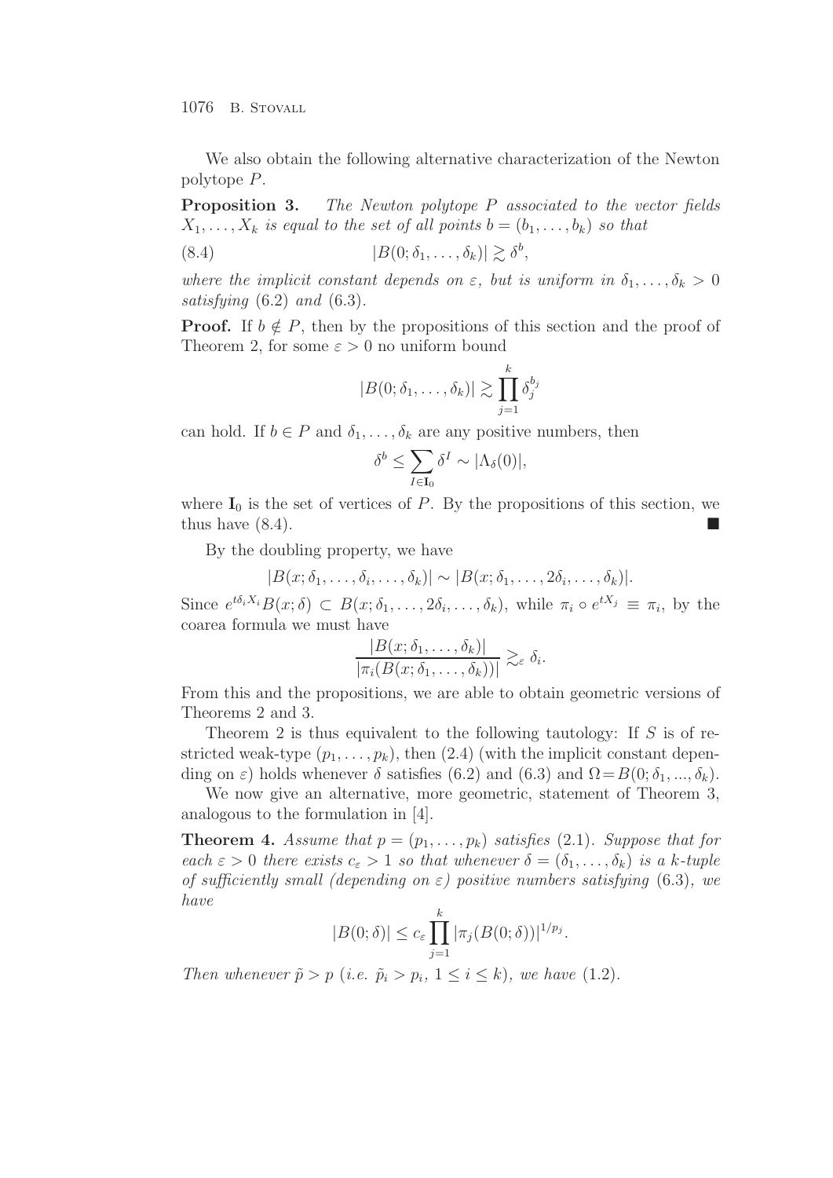We also obtain the following alternative characterization of the Newton polytope $P$.

**Proposition 3.** *The Newton polytope $P$ associated to the vector fields $X_1, \ldots, X_k$ is equal to the set of all points $b = (b_1, \ldots, b_k)$ so that*

$$|B(0; \delta_1, \ldots, \delta_k)| \gtrsim \delta^b, \tag{8.4}$$

*where the implicit constant depends on $\varepsilon$, but is uniform in $\delta_1, \ldots, \delta_k > 0$ satisfying* (6.2) *and* (6.3).

**Proof.** If $b \notin P$, then by the propositions of this section and the proof of Theorem 2, for some $\varepsilon > 0$ no uniform bound

$$|B(0; \delta_1, \ldots, \delta_k)| \gtrsim \prod_{j=1}^{k} \delta_j^{b_j}$$

can hold. If $b \in P$ and $\delta_1, \ldots, \delta_k$ are any positive numbers, then

$$\delta^b \leq \sum_{I \in \mathbf{I}_0} \delta^I \sim |\Lambda_\delta(0)|,$$

where $\mathbf{I}_0$ is the set of vertices of $P$. By the propositions of this section, we thus have (8.4). ■

By the doubling property, we have

$$|B(x; \delta_1, \ldots, \delta_i, \ldots, \delta_k)| \sim |B(x; \delta_1, \ldots, 2\delta_i, \ldots, \delta_k)|.$$

Since $e^{t\delta_i X_i} B(x; \delta) \subset B(x; \delta_1, \ldots, 2\delta_i, \ldots, \delta_k)$, while $\pi_i \circ e^{tX_j} \equiv \pi_i$, by the coarea formula we must have

$$\frac{|B(x; \delta_1, \ldots, \delta_k)|}{|\pi_i(B(x; \delta_1, \ldots, \delta_k))|} \gtrsim_\varepsilon \delta_i.$$

From this and the propositions, we are able to obtain geometric versions of Theorems 2 and 3.

Theorem 2 is thus equivalent to the following tautology: If $S$ is of restricted weak-type $(p_1, \ldots, p_k)$, then (2.4) (with the implicit constant depending on $\varepsilon$) holds whenever $\delta$ satisfies (6.2) and (6.3) and $\Omega = B(0; \delta_1, ..., \delta_k)$.

We now give an alternative, more geometric, statement of Theorem 3, analogous to the formulation in [4].

**Theorem 4.** *Assume that $p = (p_1, \ldots, p_k)$ satisfies* (2.1)*. Suppose that for each $\varepsilon > 0$ there exists $c_\varepsilon > 1$ so that whenever $\delta = (\delta_1, \ldots, \delta_k)$ is a $k$-tuple of sufficiently small (depending on $\varepsilon$) positive numbers satisfying* (6.3)*, we have*

$$|B(0; \delta)| \leq c_\varepsilon \prod_{j=1}^{k} |\pi_j(B(0; \delta))|^{1/p_j}.$$

*Then whenever $\tilde{p} > p$ (i.e. $\tilde{p}_i > p_i$, $1 \leq i \leq k$), we have* (1.2).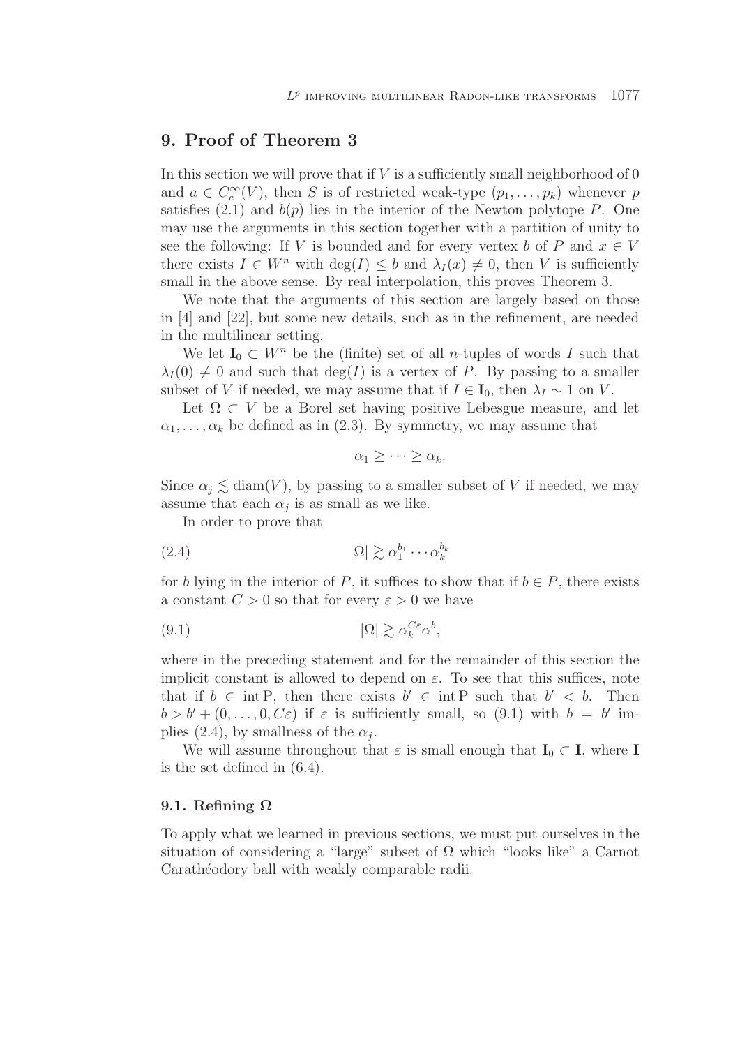## 9. Proof of Theorem 3

In this section we will prove that if $V$ is a sufficiently small neighborhood of 0 and $a \in C_c^\infty(V)$, then $S$ is of restricted weak-type $(p_1, \ldots, p_k)$ whenever $p$ satisfies (2.1) and $b(p)$ lies in the interior of the Newton polytope $P$. One may use the arguments in this section together with a partition of unity to see the following: If $V$ is bounded and for every vertex $b$ of $P$ and $x \in V$ there exists $I \in W^n$ with $\deg(I) \leq b$ and $\lambda_I(x) \neq 0$, then $V$ is sufficiently small in the above sense. By real interpolation, this proves Theorem 3.

We note that the arguments of this section are largely based on those in [4] and [22], but some new details, such as in the refinement, are needed in the multilinear setting.

We let $\mathbf{I}_0 \subset W^n$ be the (finite) set of all $n$-tuples of words $I$ such that $\lambda_I(0) \neq 0$ and such that $\deg(I)$ is a vertex of $P$. By passing to a smaller subset of $V$ if needed, we may assume that if $I \in \mathbf{I}_0$, then $\lambda_I \sim 1$ on $V$.

Let $\Omega \subset V$ be a Borel set having positive Lebesgue measure, and let $\alpha_1, \ldots, \alpha_k$ be defined as in (2.3). By symmetry, we may assume that

$$\alpha_1 \geq \cdots \geq \alpha_k.$$

Since $\alpha_j \lesssim \operatorname{diam}(V)$, by passing to a smaller subset of $V$ if needed, we may assume that each $\alpha_j$ is as small as we like.

In order to prove that

$$|\Omega| \gtrsim \alpha_1^{b_1} \cdots \alpha_k^{b_k} \tag{2.4}$$

for $b$ lying in the interior of $P$, it suffices to show that if $b \in P$, there exists a constant $C > 0$ so that for every $\varepsilon > 0$ we have

$$|\Omega| \gtrsim \alpha_k^{C\varepsilon} \alpha^b, \tag{9.1}$$

where in the preceding statement and for the remainder of this section the implicit constant is allowed to depend on $\varepsilon$. To see that this suffices, note that if $b \in \operatorname{int} \mathrm{P}$, then there exists $b' \in \operatorname{int} \mathrm{P}$ such that $b' < b$. Then $b > b' + (0, \ldots, 0, C\varepsilon)$ if $\varepsilon$ is sufficiently small, so (9.1) with $b = b'$ implies (2.4), by smallness of the $\alpha_j$.

We will assume throughout that $\varepsilon$ is small enough that $\mathbf{I}_0 \subset \mathbf{I}$, where $\mathbf{I}$ is the set defined in (6.4).

### 9.1. Refining $\Omega$

To apply what we learned in previous sections, we must put ourselves in the situation of considering a "large" subset of $\Omega$ which "looks like" a Carnot Carathéodory ball with weakly comparable radii.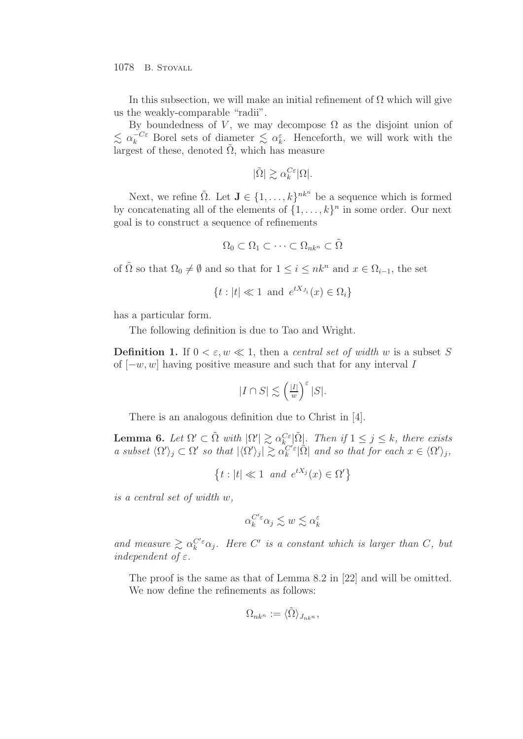In this subsection, we will make an initial refinement of $\Omega$ which will give us the weakly-comparable "radii".

By boundedness of $V$, we may decompose $\Omega$ as the disjoint union of $\lesssim \alpha_k^{-C\varepsilon}$ Borel sets of diameter $\lesssim \alpha_k^{\varepsilon}$. Henceforth, we will work with the largest of these, denoted $\tilde{\Omega}$, which has measure

$$|\tilde{\Omega}| \gtrsim \alpha_k^{C\varepsilon} |\Omega|.$$

Next, we refine $\tilde{\Omega}$. Let $\mathbf{J} \in \{1, \ldots, k\}^{nk^n}$ be a sequence which is formed by concatenating all of the elements of $\{1, \ldots, k\}^n$ in some order. Our next goal is to construct a sequence of refinements

$$\Omega_0 \subset \Omega_1 \subset \cdots \subset \Omega_{nk^n} \subset \tilde{\Omega}$$

of $\tilde{\Omega}$ so that $\Omega_0 \neq \emptyset$ and so that for $1 \leq i \leq nk^n$ and $x \in \Omega_{i-1}$, the set

$$\{t : |t| \ll 1 \text{ and } e^{tX_{J_i}}(x) \in \Omega_i\}$$

has a particular form.

The following definition is due to Tao and Wright.

**Definition 1.** If $0 < \varepsilon, w \ll 1$, then a *central set of width* $w$ is a subset $S$ of $[-w, w]$ having positive measure and such that for any interval $I$

$$|I \cap S| \lesssim \left(\tfrac{|I|}{w}\right)^{\varepsilon} |S|.$$

There is an analogous definition due to Christ in [4].

**Lemma 6.** *Let $\Omega' \subset \tilde{\Omega}$ with $|\Omega'| \gtrsim \alpha_k^{C\varepsilon}|\tilde{\Omega}|$. Then if $1 \leq j \leq k$, there exists a subset $\langle \Omega' \rangle_j \subset \Omega'$ so that $|\langle \Omega' \rangle_j| \gtrsim \alpha_k^{C'\varepsilon}|\tilde{\Omega}|$ and so that for each $x \in \langle \Omega' \rangle_j$,*

$$\left\{t : |t| \ll 1 \text{ and } e^{tX_j}(x) \in \Omega'\right\}$$

*is a central set of width $w$,*

$$\alpha_k^{C'\varepsilon}\alpha_j \lesssim w \lesssim \alpha_k^{\varepsilon}$$

*and measure $\gtrsim \alpha_k^{C'\varepsilon}\alpha_j$. Here $C'$ is a constant which is larger than $C$, but independent of $\varepsilon$.*

The proof is the same as that of Lemma 8.2 in [22] and will be omitted.

We now define the refinements as follows:

$$\Omega_{nk^n} := \langle \tilde{\Omega} \rangle_{J_{nk^n}},$$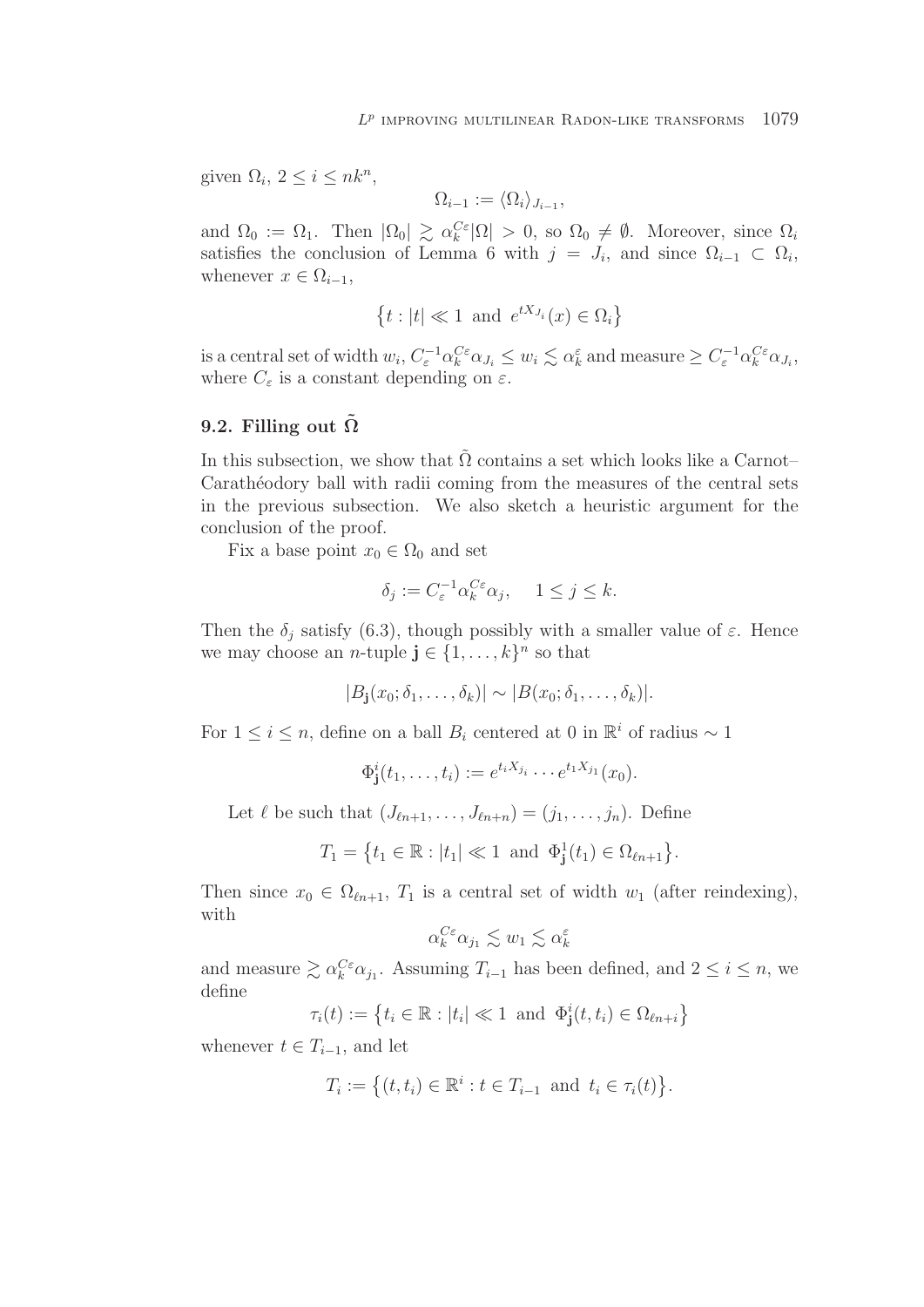given $\Omega_i$, $2 \leq i \leq nk^n$,

$$\Omega_{i-1} := \langle \Omega_i \rangle_{J_{i-1}},$$

and $\Omega_0 := \Omega_1$. Then $|\Omega_0| \gtrsim \alpha_k^{C\varepsilon} |\Omega| > 0$, so $\Omega_0 \neq \emptyset$. Moreover, since $\Omega_i$ satisfies the conclusion of Lemma 6 with $j = J_i$, and since $\Omega_{i-1} \subset \Omega_i$, whenever $x \in \Omega_{i-1}$,

$$\bigl\{t : |t| \ll 1 \text{ and } e^{tX_{J_i}}(x) \in \Omega_i\bigr\}$$

is a central set of width $w_i$, $C_\varepsilon^{-1} \alpha_k^{C\varepsilon} \alpha_{J_i} \leq w_i \lesssim \alpha_k^\varepsilon$ and measure $\geq C_\varepsilon^{-1} \alpha_k^{C\varepsilon} \alpha_{J_i}$, where $C_\varepsilon$ is a constant depending on $\varepsilon$.

## 9.2. Filling out $\tilde{\Omega}$

In this subsection, we show that $\tilde{\Omega}$ contains a set which looks like a Carnot–Carathéodory ball with radii coming from the measures of the central sets in the previous subsection. We also sketch a heuristic argument for the conclusion of the proof.

Fix a base point $x_0 \in \Omega_0$ and set

$$\delta_j := C_\varepsilon^{-1} \alpha_k^{C\varepsilon} \alpha_j, \quad 1 \leq j \leq k.$$

Then the $\delta_j$ satisfy (6.3), though possibly with a smaller value of $\varepsilon$. Hence we may choose an $n$-tuple $\mathbf{j} \in \{1, \dots, k\}^n$ so that

$$|B_{\mathbf{j}}(x_0; \delta_1, \dots, \delta_k)| \sim |B(x_0; \delta_1, \dots, \delta_k)|.$$

For $1 \leq i \leq n$, define on a ball $B_i$ centered at 0 in $\mathbb{R}^i$ of radius $\sim 1$

$$\Phi_{\mathbf{j}}^i(t_1, \dots, t_i) := e^{t_i X_{j_i}} \cdots e^{t_1 X_{j_1}}(x_0).$$

Let $\ell$ be such that $(J_{\ell n+1}, \dots, J_{\ell n+n}) = (j_1, \dots, j_n)$. Define

$$T_1 = \bigl\{t_1 \in \mathbb{R} : |t_1| \ll 1 \text{ and } \Phi_{\mathbf{j}}^1(t_1) \in \Omega_{\ell n+1}\bigr\}.$$

Then since $x_0 \in \Omega_{\ell n+1}$, $T_1$ is a central set of width $w_1$ (after reindexing), with

$$\alpha_k^{C\varepsilon} \alpha_{j_1} \lesssim w_1 \lesssim \alpha_k^\varepsilon$$

and measure $\gtrsim \alpha_k^{C\varepsilon} \alpha_{j_1}$. Assuming $T_{i-1}$ has been defined, and $2 \leq i \leq n$, we define

$$\tau_i(t) := \bigl\{t_i \in \mathbb{R} : |t_i| \ll 1 \text{ and } \Phi_{\mathbf{j}}^i(t, t_i) \in \Omega_{\ell n+i}\bigr\}$$

whenever $t \in T_{i-1}$, and let

$$T_i := \bigl\{(t, t_i) \in \mathbb{R}^i : t \in T_{i-1} \text{ and } t_i \in \tau_i(t)\bigr\}.$$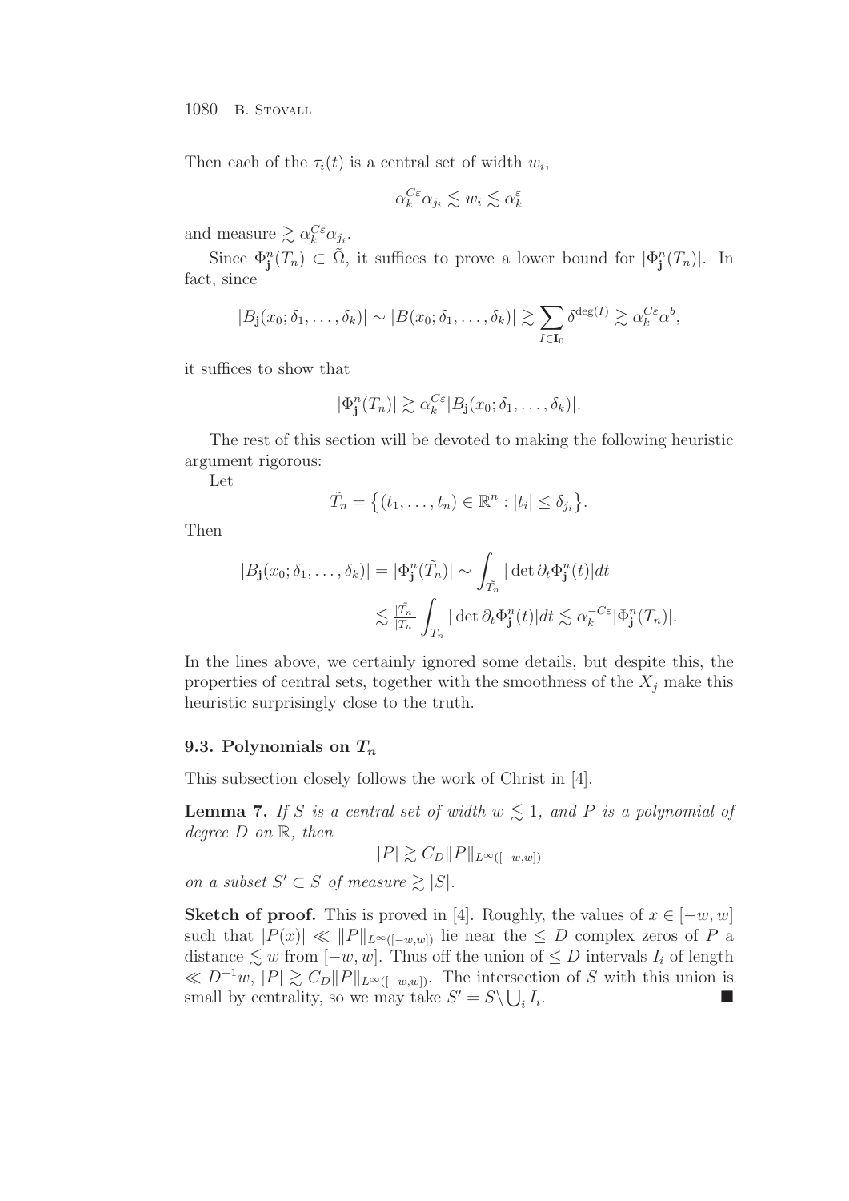Then each of the $\tau_i(t)$ is a central set of width $w_i$,

$$\alpha_k^{C\varepsilon}\alpha_{j_i} \lesssim w_i \lesssim \alpha_k^{\varepsilon}$$

and measure $\gtrsim \alpha_k^{C\varepsilon}\alpha_{j_i}$.

Since $\Phi_{\mathbf{j}}^n(T_n) \subset \tilde{\Omega}$, it suffices to prove a lower bound for $|\Phi_{\mathbf{j}}^n(T_n)|$. In fact, since

$$|B_{\mathbf{j}}(x_0;\delta_1,\ldots,\delta_k)| \sim |B(x_0;\delta_1,\ldots,\delta_k)| \gtrsim \sum_{I\in\mathbf{I}_0} \delta^{\deg(I)} \gtrsim \alpha_k^{C\varepsilon}\alpha^b,$$

it suffices to show that

$$|\Phi_{\mathbf{j}}^n(T_n)| \gtrsim \alpha_k^{C\varepsilon}|B_{\mathbf{j}}(x_0;\delta_1,\ldots,\delta_k)|.$$

The rest of this section will be devoted to making the following heuristic argument rigorous:

Let

$$\tilde{T}_n = \{(t_1,\ldots,t_n)\in\mathbb{R}^n : |t_i| \leq \delta_{j_i}\}.$$

Then

$$\begin{aligned}|B_{\mathbf{j}}(x_0;\delta_1,\ldots,\delta_k)| = |\Phi_{\mathbf{j}}^n(\tilde{T}_n)| &\sim \int_{\tilde{T}_n} |\det \partial_t \Phi_{\mathbf{j}}^n(t)|dt \\ &\lesssim \tfrac{|\tilde{T}_n|}{|T_n|}\int_{T_n} |\det \partial_t \Phi_{\mathbf{j}}^n(t)|dt \lesssim \alpha_k^{-C\varepsilon}|\Phi_{\mathbf{j}}^n(T_n)|.\end{aligned}$$

In the lines above, we certainly ignored some details, but despite this, the properties of central sets, together with the smoothness of the $X_j$ make this heuristic surprisingly close to the truth.

### 9.3. Polynomials on $T_n$

This subsection closely follows the work of Christ in [4].

**Lemma 7.** *If $S$ is a central set of width $w \lesssim 1$, and $P$ is a polynomial of degree $D$ on $\mathbb{R}$, then*

$$|P| \gtrsim C_D\|P\|_{L^\infty([-w,w])}$$

*on a subset $S' \subset S$ of measure $\gtrsim |S|$.*

**Sketch of proof.** This is proved in [4]. Roughly, the values of $x \in [-w,w]$ such that $|P(x)| \ll \|P\|_{L^\infty([-w,w])}$ lie near the $\leq D$ complex zeros of $P$ a distance $\lesssim w$ from $[-w,w]$. Thus off the union of $\leq D$ intervals $I_i$ of length $\ll D^{-1}w$, $|P| \gtrsim C_D\|P\|_{L^\infty([-w,w])}$. The intersection of $S$ with this union is small by centrality, so we may take $S' = S\setminus\bigcup_i I_i$. ■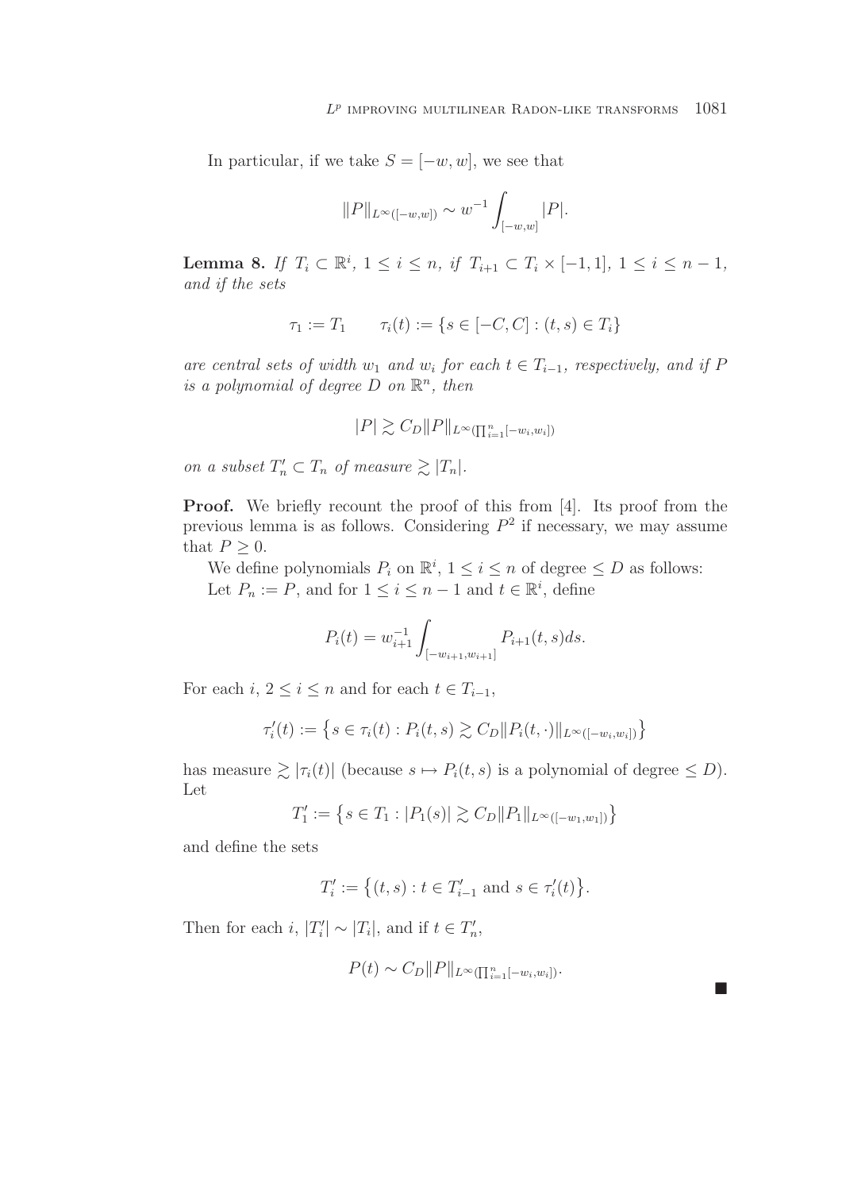In particular, if we take $S = [-w, w]$, we see that

$$\|P\|_{L^\infty([-w,w])} \sim w^{-1} \int_{[-w,w]} |P|.$$

**Lemma 8.** *If $T_i \subset \mathbb{R}^i$, $1 \leq i \leq n$, if $T_{i+1} \subset T_i \times [-1,1]$, $1 \leq i \leq n-1$, and if the sets*

$$\tau_1 := T_1 \qquad \tau_i(t) := \{s \in [-C, C] : (t, s) \in T_i\}$$

*are central sets of width $w_1$ and $w_i$ for each $t \in T_{i-1}$, respectively, and if $P$ is a polynomial of degree $D$ on $\mathbb{R}^n$, then*

$$|P| \gtrsim C_D \|P\|_{L^\infty(\prod_{i=1}^n [-w_i, w_i])}$$

*on a subset $T_n' \subset T_n$ of measure $\gtrsim |T_n|$.*

**Proof.** We briefly recount the proof of this from [4]. Its proof from the previous lemma is as follows. Considering $P^2$ if necessary, we may assume that $P \geq 0$.

We define polynomials $P_i$ on $\mathbb{R}^i$, $1 \leq i \leq n$ of degree $\leq D$ as follows: Let $P_n := P$, and for $1 \leq i \leq n-1$ and $t \in \mathbb{R}^i$, define

$$P_i(t) = w_{i+1}^{-1} \int_{[-w_{i+1}, w_{i+1}]} P_{i+1}(t, s) ds.$$

For each $i$, $2 \leq i \leq n$ and for each $t \in T_{i-1}$,

$$\tau_i'(t) := \left\{ s \in \tau_i(t) : P_i(t, s) \gtrsim C_D \|P_i(t, \cdot)\|_{L^\infty([-w_i, w_i])} \right\}$$

has measure $\gtrsim |\tau_i(t)|$ (because $s \mapsto P_i(t, s)$ is a polynomial of degree $\leq D$). Let

$$T_1' := \left\{ s \in T_1 : |P_1(s)| \gtrsim C_D \|P_1\|_{L^\infty([-w_1, w_1])} \right\}$$

and define the sets

$$T_i' := \left\{ (t, s) : t \in T_{i-1}' \text{ and } s \in \tau_i'(t) \right\}.$$

Then for each $i$, $|T_i'| \sim |T_i|$, and if $t \in T_n'$,

$$P(t) \sim C_D \|P\|_{L^\infty(\prod_{i=1}^n [-w_i, w_i])}.$$

■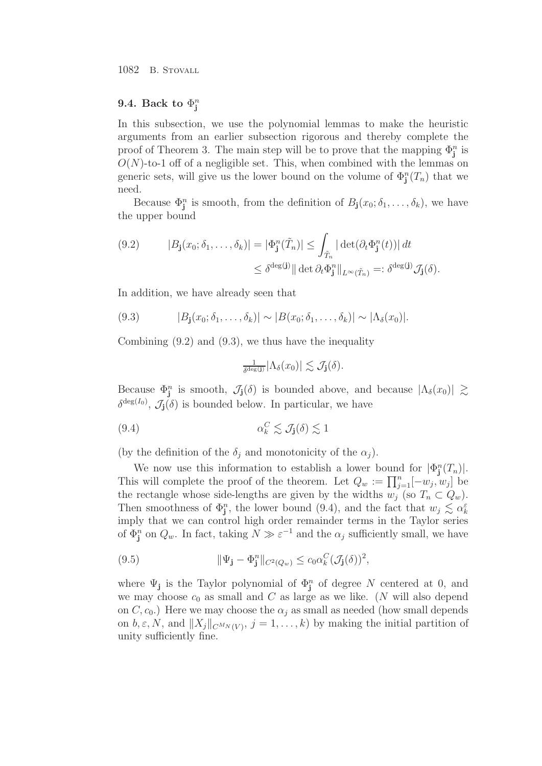### 9.4. Back to $\Phi^n_{\mathbf{j}}$

In this subsection, we use the polynomial lemmas to make the heuristic arguments from an earlier subsection rigorous and thereby complete the proof of Theorem 3. The main step will be to prove that the mapping $\Phi^n_{\mathbf{j}}$ is $O(N)$-to-1 off of a negligible set. This, when combined with the lemmas on generic sets, will give us the lower bound on the volume of $\Phi^n_{\mathbf{j}}(T_n)$ that we need.

Because $\Phi^n_{\mathbf{j}}$ is smooth, from the definition of $B_{\mathbf{j}}(x_0;\delta_1,\ldots,\delta_k)$, we have the upper bound

$$
\begin{aligned}
(9.2) \qquad |B_{\mathbf{j}}(x_0;\delta_1,\ldots,\delta_k)| = |\Phi^n_{\mathbf{j}}(\tilde{T}_n)| &\le \int_{\tilde{T}_n} |\det(\partial_t \Phi^n_{\mathbf{j}}(t))|\,dt \\
&\le \delta^{\deg(\mathbf{j})} \|\det \partial_t \Phi^n_{\mathbf{j}}\|_{L^\infty(\tilde{T}_n)} =: \delta^{\deg(\mathbf{j})} \mathcal{J}_{\mathbf{j}}(\delta).
\end{aligned}
$$

In addition, we have already seen that

$$
(9.3) \qquad |B_{\mathbf{j}}(x_0;\delta_1,\ldots,\delta_k)| \sim |B(x_0;\delta_1,\ldots,\delta_k)| \sim |\Lambda_\delta(x_0)|.
$$

Combining (9.2) and (9.3), we thus have the inequality

$$
\tfrac{1}{\delta^{\deg(\mathbf{j})}} |\Lambda_\delta(x_0)| \lesssim \mathcal{J}_{\mathbf{j}}(\delta).
$$

Because $\Phi^n_{\mathbf{j}}$ is smooth, $\mathcal{J}_{\mathbf{j}}(\delta)$ is bounded above, and because $|\Lambda_\delta(x_0)| \gtrsim \delta^{\deg(I_0)}$, $\mathcal{J}_{\mathbf{j}}(\delta)$ is bounded below. In particular, we have

$$
(9.4) \qquad \alpha_k^C \lesssim \mathcal{J}_{\mathbf{j}}(\delta) \lesssim 1
$$

(by the definition of the $\delta_j$ and monotonicity of the $\alpha_j$).

We now use this information to establish a lower bound for $|\Phi^n_{\mathbf{j}}(T_n)|$. This will complete the proof of the theorem. Let $Q_w := \prod_{j=1}^n [-w_j, w_j]$ be the rectangle whose side-lengths are given by the widths $w_j$ (so $T_n \subset Q_w$). Then smoothness of $\Phi^n_{\mathbf{j}}$, the lower bound (9.4), and the fact that $w_j \lesssim \alpha_k^\varepsilon$ imply that we can control high order remainder terms in the Taylor series of $\Phi^n_{\mathbf{j}}$ on $Q_w$. In fact, taking $N \gg \varepsilon^{-1}$ and the $\alpha_j$ sufficiently small, we have

$$
(9.5) \qquad \|\Psi_{\mathbf{j}} - \Phi^n_{\mathbf{j}}\|_{C^2(Q_w)} \le c_0 \alpha_k^C (\mathcal{J}_{\mathbf{j}}(\delta))^2,
$$

where $\Psi_{\mathbf{j}}$ is the Taylor polynomial of $\Phi^n_{\mathbf{j}}$ of degree $N$ centered at 0, and we may choose $c_0$ as small and $C$ as large as we like. ($N$ will also depend on $C, c_0$.) Here we may choose the $\alpha_j$ as small as needed (how small depends on $b, \varepsilon, N$, and $\|X_j\|_{C^{M_N}(V)}$, $j = 1,\ldots,k$) by making the initial partition of unity sufficiently fine.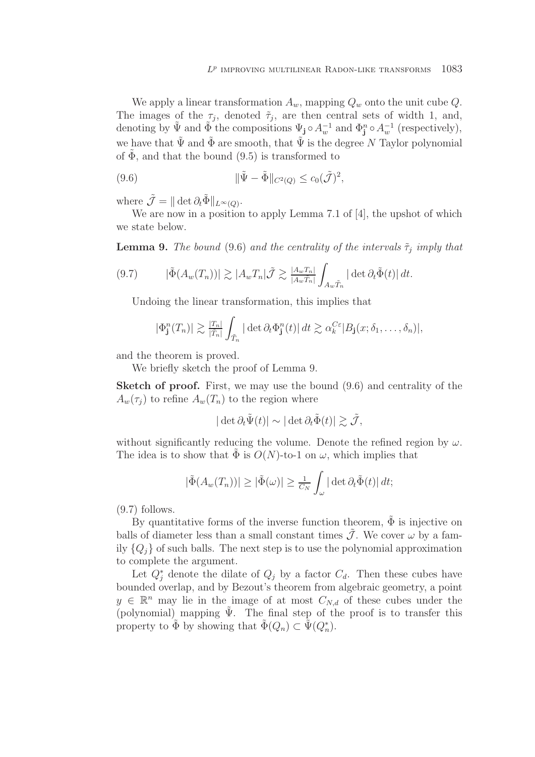We apply a linear transformation $A_w$, mapping $Q_w$ onto the unit cube $Q$. The images of the $\tau_j$, denoted $\tilde{\tau}_j$, are then central sets of width 1, and, denoting by $\tilde{\Psi}$ and $\tilde{\Phi}$ the compositions $\Psi_{\mathbf{j}} \circ A_w^{-1}$ and $\Phi^n_{\mathbf{j}} \circ A_w^{-1}$ (respectively), we have that $\tilde{\Psi}$ and $\tilde{\Phi}$ are smooth, that $\tilde{\Psi}$ is the degree $N$ Taylor polynomial of $\tilde{\Phi}$, and that the bound (9.5) is transformed to

$$\|\tilde{\Psi} - \tilde{\Phi}\|_{C^2(Q)} \le c_0(\tilde{\mathcal{J}})^2, \tag{9.6}$$

where $\tilde{\mathcal{J}} = \|\det \partial_t \tilde{\Phi}\|_{L^\infty(Q)}$.

We are now in a position to apply Lemma 7.1 of [4], the upshot of which we state below.

**Lemma 9.** *The bound* (9.6) *and the centrality of the intervals $\tilde{\tau}_j$ imply that*

$$|\tilde{\Phi}(A_w(T_n))| \gtrsim |A_w T_n| \tilde{\mathcal{J}} \gtrsim \tfrac{|A_w T_n|}{|A_w \tilde{T}_n|} \int_{A_w \tilde{T}_n} |\det \partial_t \tilde{\Phi}(t)|\, dt. \tag{9.7}$$

Undoing the linear transformation, this implies that

$$|\Phi^n_{\mathbf{j}}(T_n)| \gtrsim \tfrac{|T_n|}{|\tilde{T}_n|} \int_{\tilde{T}_n} |\det \partial_t \Phi^n_{\mathbf{j}}(t)|\, dt \gtrsim \alpha_k^{C\varepsilon} |B_{\mathbf{j}}(x; \delta_1, \ldots, \delta_n)|,$$

and the theorem is proved.

We briefly sketch the proof of Lemma 9.

**Sketch of proof.** First, we may use the bound (9.6) and centrality of the $A_w(\tau_j)$ to refine $A_w(T_n)$ to the region where

$$|\det \partial_t \tilde{\Psi}(t)| \sim |\det \partial_t \tilde{\Phi}(t)| \gtrsim \tilde{\mathcal{J}},$$

without significantly reducing the volume. Denote the refined region by $\omega$. The idea is to show that $\tilde{\Phi}$ is $O(N)$-to-1 on $\omega$, which implies that

$$|\tilde{\Phi}(A_w(T_n))| \ge |\tilde{\Phi}(\omega)| \ge \tfrac{1}{C_N} \int_\omega |\det \partial_t \tilde{\Phi}(t)|\, dt;$$

(9.7) follows.

By quantitative forms of the inverse function theorem, $\tilde{\Phi}$ is injective on balls of diameter less than a small constant times $\tilde{\mathcal{J}}$. We cover $\omega$ by a family $\{Q_j\}$ of such balls. The next step is to use the polynomial approximation to complete the argument.

Let $Q_j^*$ denote the dilate of $Q_j$ by a factor $C_d$. Then these cubes have bounded overlap, and by Bezout's theorem from algebraic geometry, a point $y \in \mathbb{R}^n$ may lie in the image of at most $C_{N,d}$ of these cubes under the (polynomial) mapping $\tilde{\Psi}$. The final step of the proof is to transfer this property to $\tilde{\Phi}$ by showing that $\tilde{\Phi}(Q_n) \subset \tilde{\Psi}(Q_n^*)$.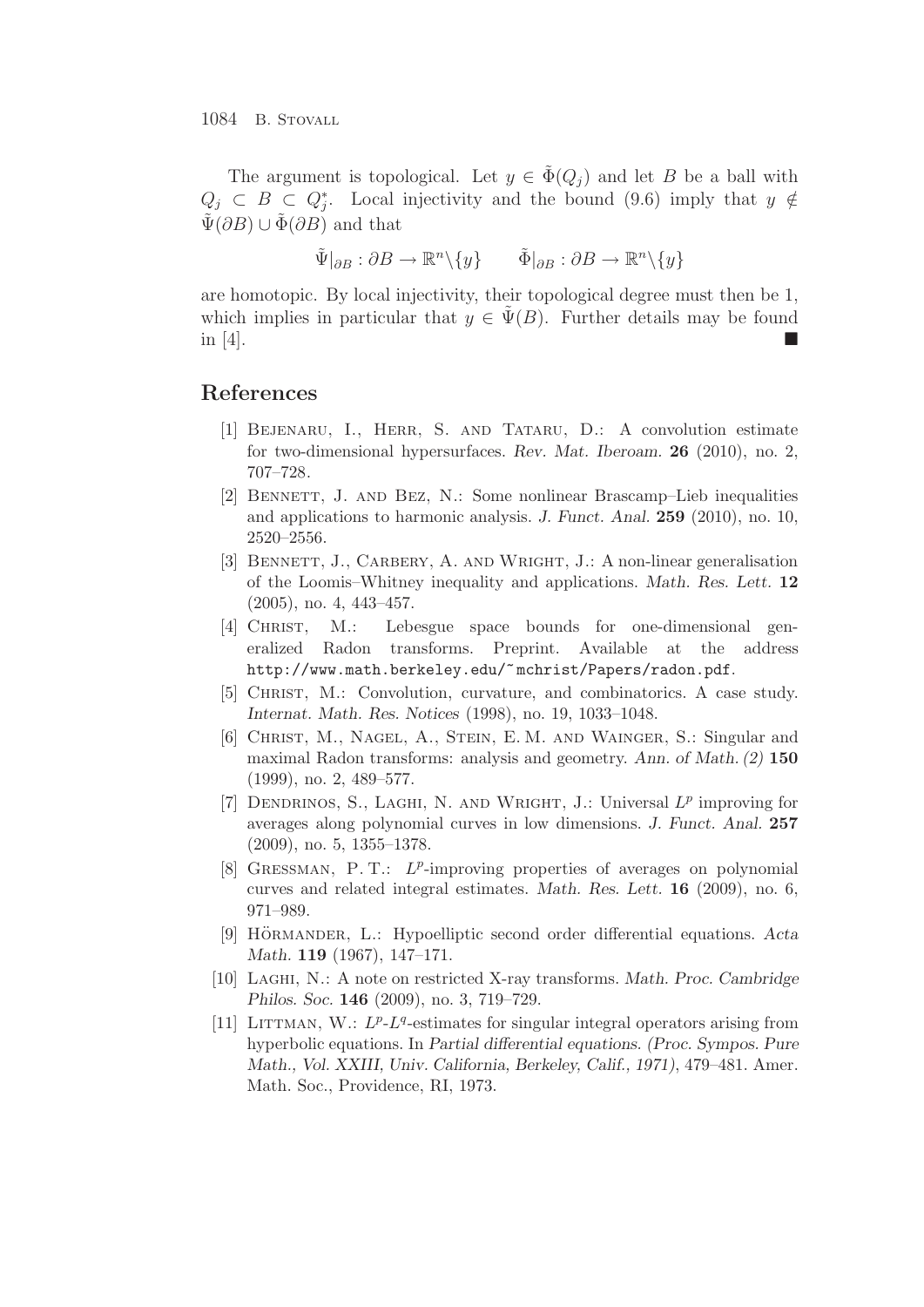The argument is topological. Let $y \in \tilde{\Phi}(Q_j)$ and let $B$ be a ball with $Q_j \subset B \subset Q_j^*$. Local injectivity and the bound (9.6) imply that $y \notin \tilde{\Psi}(\partial B) \cup \tilde{\Phi}(\partial B)$ and that

$$\tilde{\Psi}|_{\partial B} : \partial B \to \mathbb{R}^n \backslash \{y\} \qquad \tilde{\Phi}|_{\partial B} : \partial B \to \mathbb{R}^n \backslash \{y\}$$

are homotopic. By local injectivity, their topological degree must then be 1, which implies in particular that $y \in \tilde{\Psi}(B)$. Further details may be found in [4]. ■

## References

[1] Bejenaru, I., Herr, S. and Tataru, D.: A convolution estimate for two-dimensional hypersurfaces. *Rev. Mat. Iberoam.* **26** (2010), no. 2, 707–728.

[2] Bennett, J. and Bez, N.: Some nonlinear Brascamp–Lieb inequalities and applications to harmonic analysis. *J. Funct. Anal.* **259** (2010), no. 10, 2520–2556.

[3] Bennett, J., Carbery, A. and Wright, J.: A non-linear generalisation of the Loomis–Whitney inequality and applications. *Math. Res. Lett.* **12** (2005), no. 4, 443–457.

[4] Christ, M.: Lebesgue space bounds for one-dimensional generalized Radon transforms. Preprint. Available at the address http://www.math.berkeley.edu/~mchrist/Papers/radon.pdf.

[5] Christ, M.: Convolution, curvature, and combinatorics. A case study. *Internat. Math. Res. Notices* (1998), no. 19, 1033–1048.

[6] Christ, M., Nagel, A., Stein, E. M. and Wainger, S.: Singular and maximal Radon transforms: analysis and geometry. *Ann. of Math. (2)* **150** (1999), no. 2, 489–577.

[7] Dendrinos, S., Laghi, N. and Wright, J.: Universal $L^p$ improving for averages along polynomial curves in low dimensions. *J. Funct. Anal.* **257** (2009), no. 5, 1355–1378.

[8] Gressman, P. T.: $L^p$-improving properties of averages on polynomial curves and related integral estimates. *Math. Res. Lett.* **16** (2009), no. 6, 971–989.

[9] Hörmander, L.: Hypoelliptic second order differential equations. *Acta Math.* **119** (1967), 147–171.

[10] Laghi, N.: A note on restricted X-ray transforms. *Math. Proc. Cambridge Philos. Soc.* **146** (2009), no. 3, 719–729.

[11] Littman, W.: $L^p$-$L^q$-estimates for singular integral operators arising from hyperbolic equations. In *Partial differential equations. (Proc. Sympos. Pure Math., Vol. XXIII, Univ. California, Berkeley, Calif., 1971)*, 479–481. Amer. Math. Soc., Providence, RI, 1973.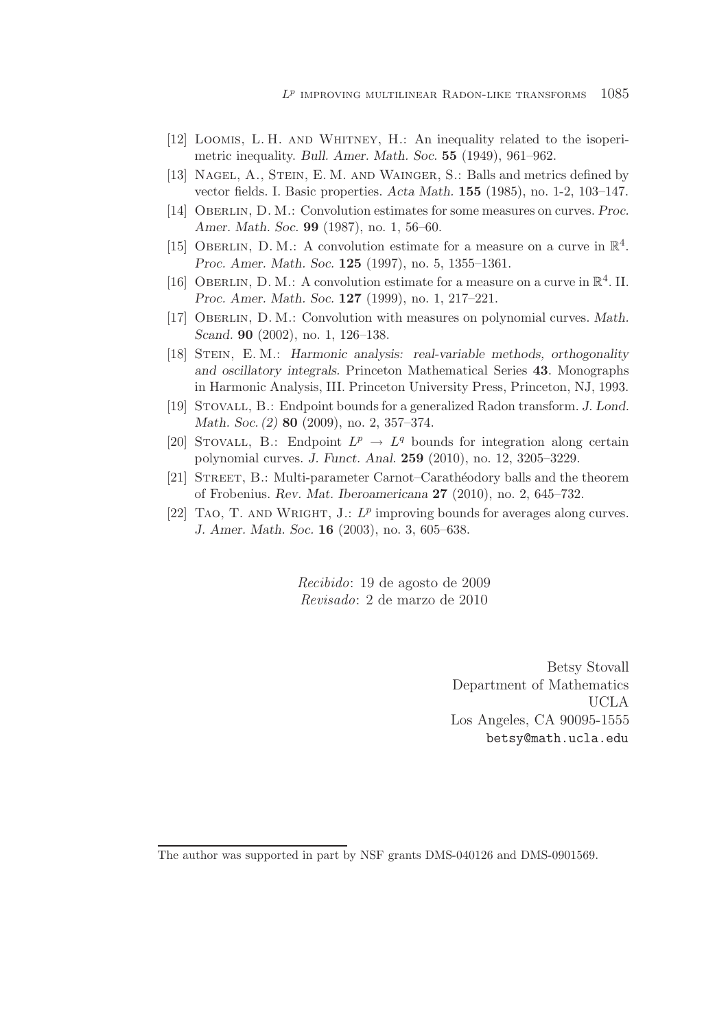[12] Loomis, L. H. and Whitney, H.: An inequality related to the isoperimetric inequality. *Bull. Amer. Math. Soc.* **55** (1949), 961–962.

[13] Nagel, A., Stein, E. M. and Wainger, S.: Balls and metrics defined by vector fields. I. Basic properties. *Acta Math.* **155** (1985), no. 1-2, 103–147.

[14] Oberlin, D. M.: Convolution estimates for some measures on curves. *Proc. Amer. Math. Soc.* **99** (1987), no. 1, 56–60.

[15] Oberlin, D. M.: A convolution estimate for a measure on a curve in $\mathbb{R}^4$. *Proc. Amer. Math. Soc.* **125** (1997), no. 5, 1355–1361.

[16] Oberlin, D. M.: A convolution estimate for a measure on a curve in $\mathbb{R}^4$. II. *Proc. Amer. Math. Soc.* **127** (1999), no. 1, 217–221.

[17] Oberlin, D. M.: Convolution with measures on polynomial curves. *Math. Scand.* **90** (2002), no. 1, 126–138.

[18] Stein, E. M.: *Harmonic analysis: real-variable methods, orthogonality and oscillatory integrals.* Princeton Mathematical Series **43**. Monographs in Harmonic Analysis, III. Princeton University Press, Princeton, NJ, 1993.

[19] Stovall, B.: Endpoint bounds for a generalized Radon transform. *J. Lond. Math. Soc. (2)* **80** (2009), no. 2, 357–374.

[20] Stovall, B.: Endpoint $L^p \to L^q$ bounds for integration along certain polynomial curves. *J. Funct. Anal.* **259** (2010), no. 12, 3205–3229.

[21] Street, B.: Multi-parameter Carnot–Carathéodory balls and the theorem of Frobenius. *Rev. Mat. Iberoamericana* **27** (2010), no. 2, 645–732.

[22] Tao, T. and Wright, J.: $L^p$ improving bounds for averages along curves. *J. Amer. Math. Soc.* **16** (2003), no. 3, 605–638.

*Recibido*: 19 de agosto de 2009
*Revisado*: 2 de marzo de 2010

Betsy Stovall
Department of Mathematics
UCLA
Los Angeles, CA 90095-1555
betsy@math.ucla.edu

The author was supported in part by NSF grants DMS-040126 and DMS-0901569.